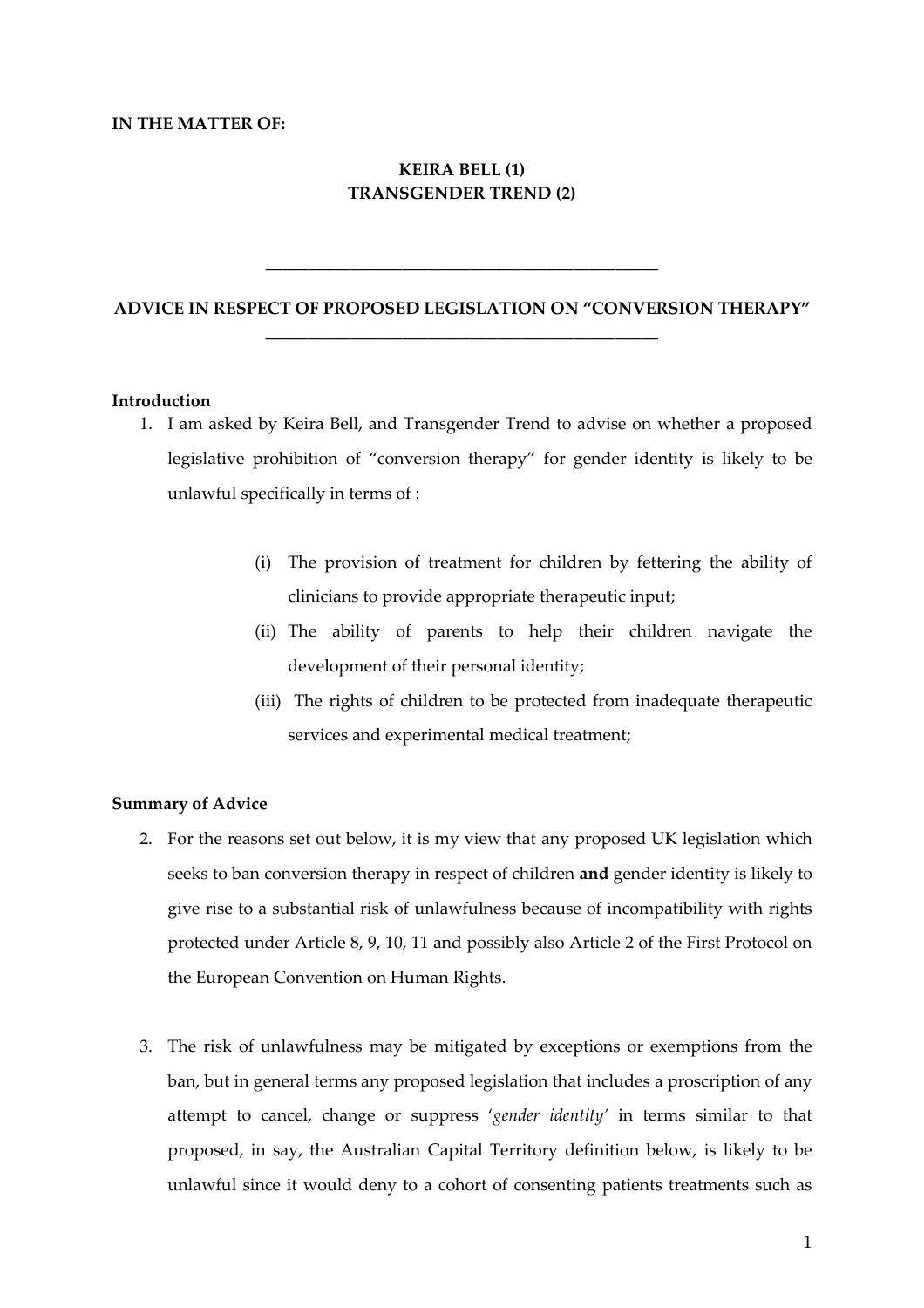**IN THE MATTER OF:**

**KEIRA BELL (1)**
**TRANSGENDER TREND (2)**

---

**ADVICE IN RESPECT OF PROPOSED LEGISLATION ON "CONVERSION THERAPY"**

---

**Introduction**

1. I am asked by Keira Bell, and Transgender Trend to advise on whether a proposed legislative prohibition of "conversion therapy" for gender identity is likely to be unlawful specifically in terms of :

   (i) The provision of treatment for children by fettering the ability of clinicians to provide appropriate therapeutic input;

   (ii) The ability of parents to help their children navigate the development of their personal identity;

   (iii) The rights of children to be protected from inadequate therapeutic services and experimental medical treatment;

**Summary of Advice**

2. For the reasons set out below, it is my view that any proposed UK legislation which seeks to ban conversion therapy in respect of children **and** gender identity is likely to give rise to a substantial risk of unlawfulness because of incompatibility with rights protected under Article 8, 9, 10, 11 and possibly also Article 2 of the First Protocol on the European Convention on Human Rights.

3. The risk of unlawfulness may be mitigated by exceptions or exemptions from the ban, but in general terms any proposed legislation that includes a proscription of any attempt to cancel, change or suppress '*gender identity*' in terms similar to that proposed, in say, the Australian Capital Territory definition below, is likely to be unlawful since it would deny to a cohort of consenting patients treatments such as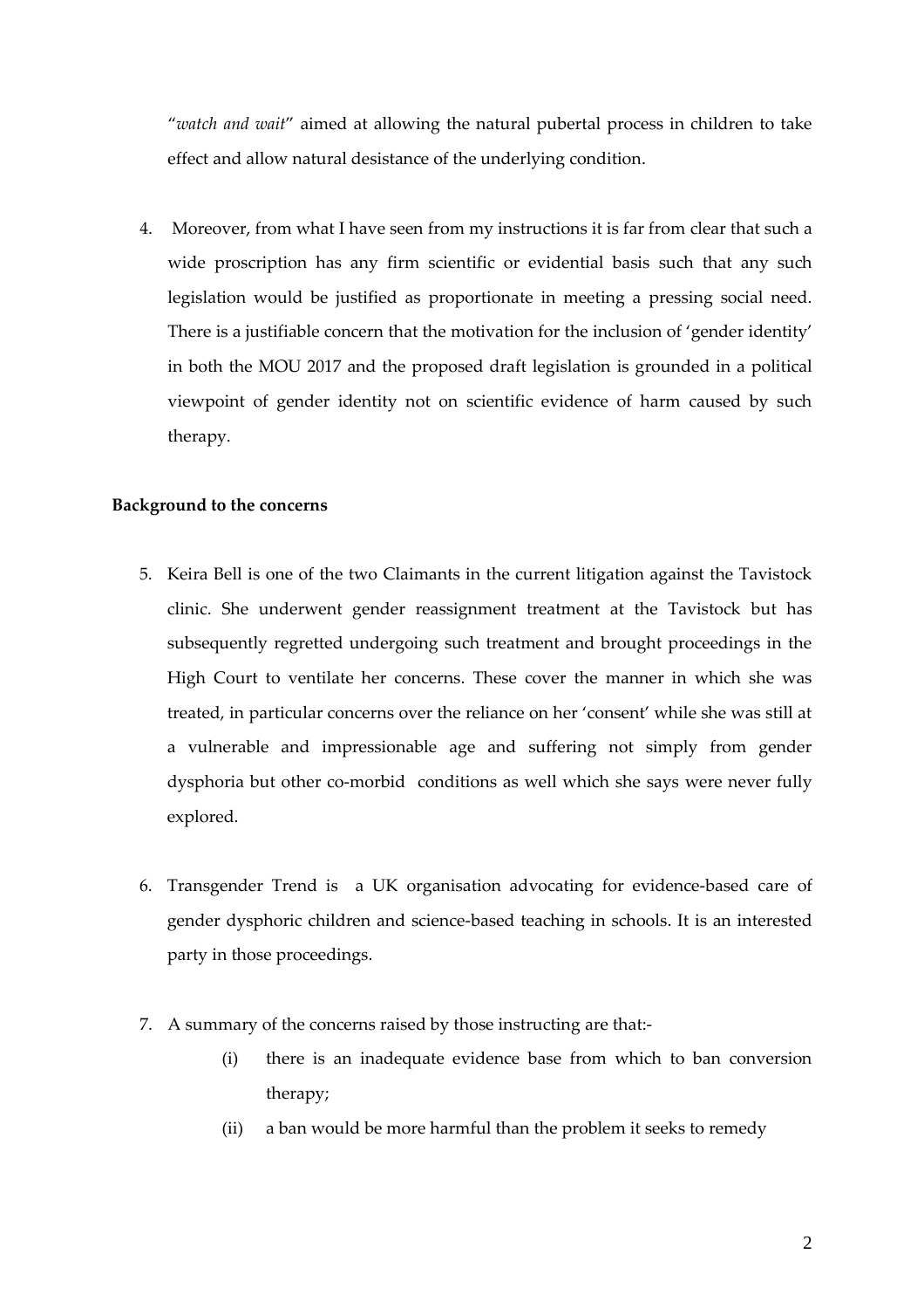"*watch and wait*" aimed at allowing the natural pubertal process in children to take effect and allow natural desistance of the underlying condition.

4. Moreover, from what I have seen from my instructions it is far from clear that such a wide proscription has any firm scientific or evidential basis such that any such legislation would be justified as proportionate in meeting a pressing social need. There is a justifiable concern that the motivation for the inclusion of 'gender identity' in both the MOU 2017 and the proposed draft legislation is grounded in a political viewpoint of gender identity not on scientific evidence of harm caused by such therapy.

**Background to the concerns**

5. Keira Bell is one of the two Claimants in the current litigation against the Tavistock clinic. She underwent gender reassignment treatment at the Tavistock but has subsequently regretted undergoing such treatment and brought proceedings in the High Court to ventilate her concerns. These cover the manner in which she was treated, in particular concerns over the reliance on her 'consent' while she was still at a vulnerable and impressionable age and suffering not simply from gender dysphoria but other co-morbid conditions as well which she says were never fully explored.

6. Transgender Trend is a UK organisation advocating for evidence-based care of gender dysphoric children and science-based teaching in schools. It is an interested party in those proceedings.

7. A summary of the concerns raised by those instructing are that:-
    (i) there is an inadequate evidence base from which to ban conversion therapy;
    (ii) a ban would be more harmful than the problem it seeks to remedy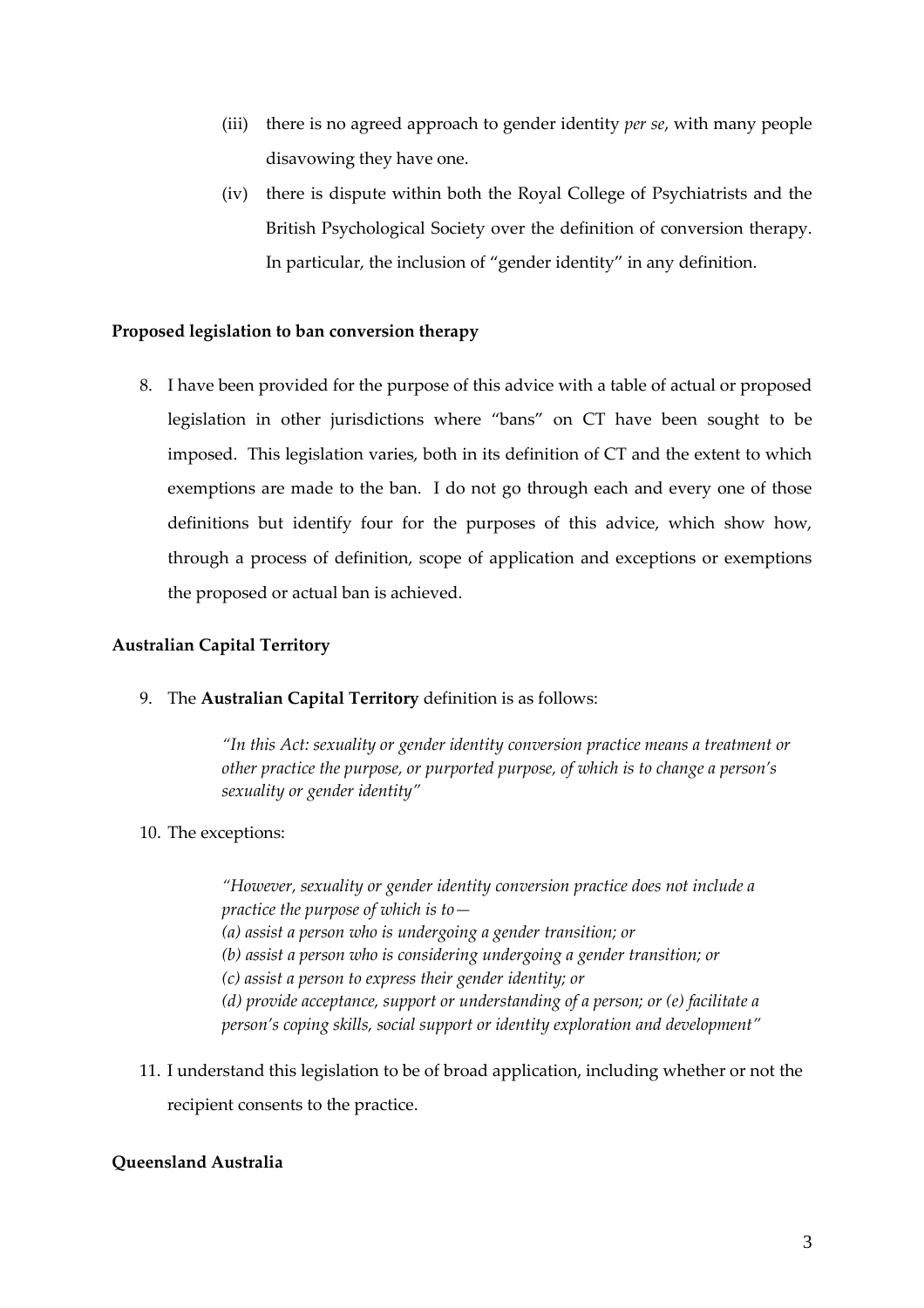(iii) there is no agreed approach to gender identity *per se*, with many people disavowing they have one.

(iv) there is dispute within both the Royal College of Psychiatrists and the British Psychological Society over the definition of conversion therapy. In particular, the inclusion of "gender identity" in any definition.

**Proposed legislation to ban conversion therapy**

8. I have been provided for the purpose of this advice with a table of actual or proposed legislation in other jurisdictions where "bans" on CT have been sought to be imposed. This legislation varies, both in its definition of CT and the extent to which exemptions are made to the ban. I do not go through each and every one of those definitions but identify four for the purposes of this advice, which show how, through a process of definition, scope of application and exceptions or exemptions the proposed or actual ban is achieved.

**Australian Capital Territory**

9. The **Australian Capital Territory** definition is as follows:

> *"In this Act: sexuality or gender identity conversion practice means a treatment or other practice the purpose, or purported purpose, of which is to change a person's sexuality or gender identity"*

10. The exceptions:

> *"However, sexuality or gender identity conversion practice does not include a practice the purpose of which is to—*
> *(a) assist a person who is undergoing a gender transition; or*
> *(b) assist a person who is considering undergoing a gender transition; or*
> *(c) assist a person to express their gender identity; or*
> *(d) provide acceptance, support or understanding of a person; or (e) facilitate a person's coping skills, social support or identity exploration and development"*

11. I understand this legislation to be of broad application, including whether or not the recipient consents to the practice.

**Queensland Australia**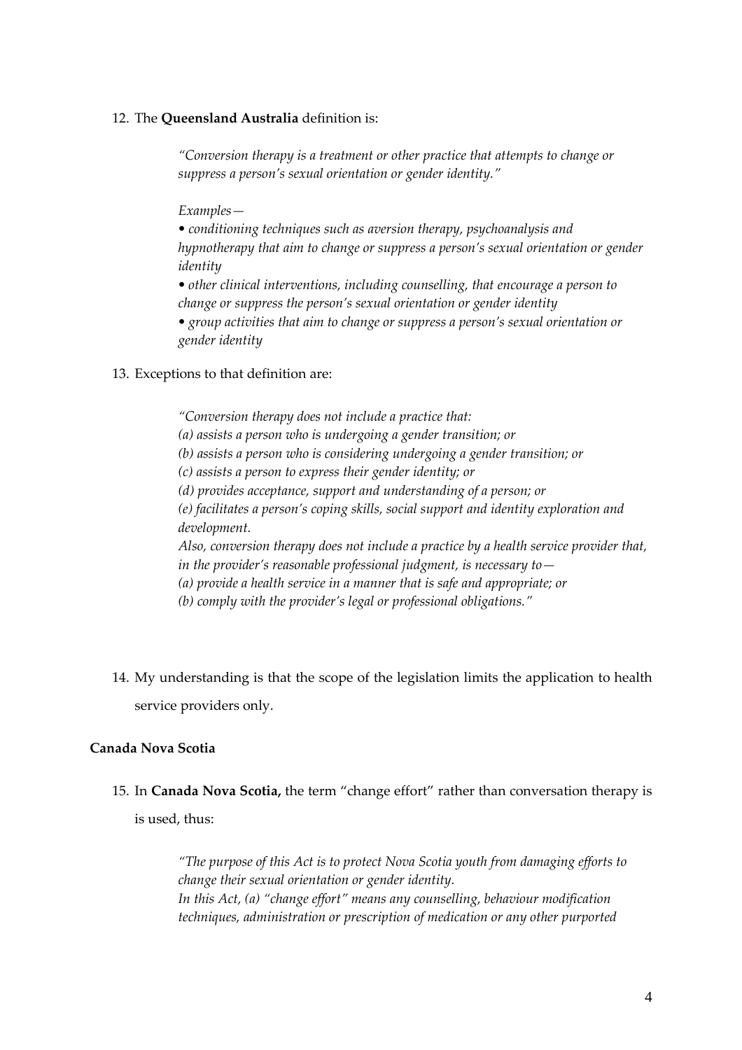12. The **Queensland Australia** definition is:

> *"Conversion therapy is a treatment or other practice that attempts to change or suppress a person's sexual orientation or gender identity."*
>
> *Examples—*
>
> *• conditioning techniques such as aversion therapy, psychoanalysis and hypnotherapy that aim to change or suppress a person's sexual orientation or gender identity*
>
> *• other clinical interventions, including counselling, that encourage a person to change or suppress the person's sexual orientation or gender identity*
>
> *• group activities that aim to change or suppress a person's sexual orientation or gender identity*

13. Exceptions to that definition are:

> *"Conversion therapy does not include a practice that:*
> *(a) assists a person who is undergoing a gender transition; or*
> *(b) assists a person who is considering undergoing a gender transition; or*
> *(c) assists a person to express their gender identity; or*
> *(d) provides acceptance, support and understanding of a person; or*
> *(e) facilitates a person's coping skills, social support and identity exploration and development.*
> *Also, conversion therapy does not include a practice by a health service provider that, in the provider's reasonable professional judgment, is necessary to—*
> *(a) provide a health service in a manner that is safe and appropriate; or*
> *(b) comply with the provider's legal or professional obligations."*

14. My understanding is that the scope of the legislation limits the application to health service providers only.

**Canada Nova Scotia**

15. In **Canada Nova Scotia,** the term "change effort" rather than conversation therapy is is used, thus:

> *"The purpose of this Act is to protect Nova Scotia youth from damaging efforts to change their sexual orientation or gender identity.*
> *In this Act, (a) "change effort" means any counselling, behaviour modification techniques, administration or prescription of medication or any other purported*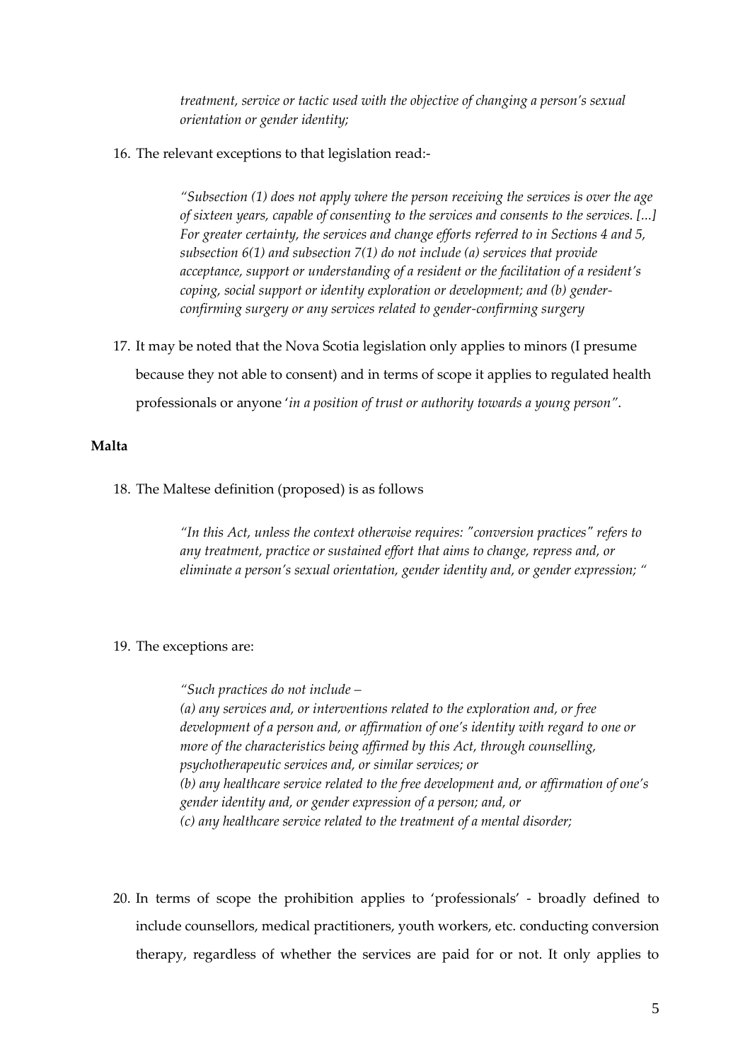*treatment, service or tactic used with the objective of changing a person's sexual orientation or gender identity;*

16. The relevant exceptions to that legislation read:-

> *"Subsection (1) does not apply where the person receiving the services is over the age of sixteen years, capable of consenting to the services and consents to the services. [...] For greater certainty, the services and change efforts referred to in Sections 4 and 5, subsection 6(1) and subsection 7(1) do not include (a) services that provide acceptance, support or understanding of a resident or the facilitation of a resident's coping, social support or identity exploration or development; and (b) gender-confirming surgery or any services related to gender-confirming surgery*

17. It may be noted that the Nova Scotia legislation only applies to minors (I presume because they not able to consent) and in terms of scope it applies to regulated health professionals or anyone '*in a position of trust or authority towards a young person"*.

**Malta**

18. The Maltese definition (proposed) is as follows

> *"In this Act, unless the context otherwise requires: "conversion practices" refers to any treatment, practice or sustained effort that aims to change, repress and, or eliminate a person's sexual orientation, gender identity and, or gender expression; "*

19. The exceptions are:

> *"Such practices do not include –*
> *(a) any services and, or interventions related to the exploration and, or free development of a person and, or affirmation of one's identity with regard to one or more of the characteristics being affirmed by this Act, through counselling, psychotherapeutic services and, or similar services; or*
> *(b) any healthcare service related to the free development and, or affirmation of one's gender identity and, or gender expression of a person; and, or*
> *(c) any healthcare service related to the treatment of a mental disorder;*

20. In terms of scope the prohibition applies to 'professionals' - broadly defined to include counsellors, medical practitioners, youth workers, etc. conducting conversion therapy, regardless of whether the services are paid for or not. It only applies to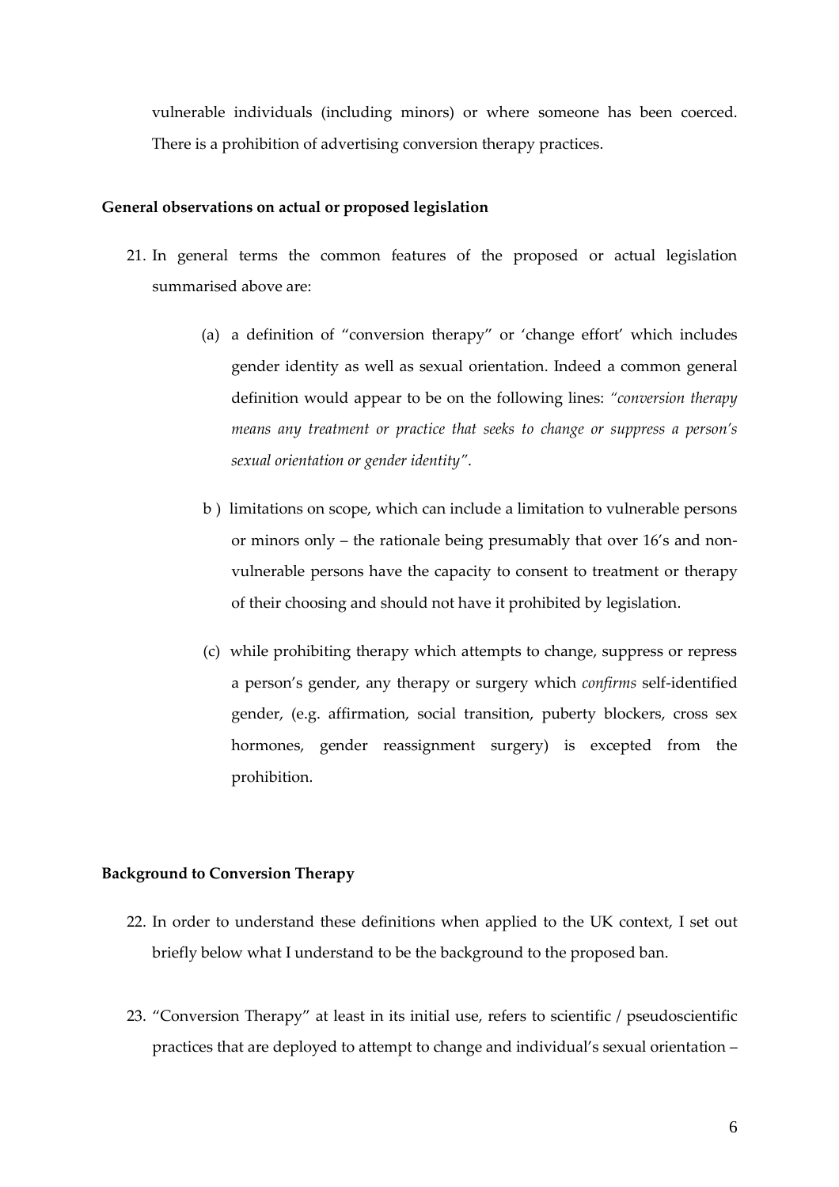vulnerable individuals (including minors) or where someone has been coerced. There is a prohibition of advertising conversion therapy practices.

**General observations on actual or proposed legislation**

21. In general terms the common features of the proposed or actual legislation summarised above are:

    (a) a definition of "conversion therapy" or 'change effort' which includes gender identity as well as sexual orientation. Indeed a common general definition would appear to be on the following lines: *"conversion therapy means any treatment or practice that seeks to change or suppress a person's sexual orientation or gender identity"*.

    b ) limitations on scope, which can include a limitation to vulnerable persons or minors only – the rationale being presumably that over 16's and non-vulnerable persons have the capacity to consent to treatment or therapy of their choosing and should not have it prohibited by legislation.

    (c) while prohibiting therapy which attempts to change, suppress or repress a person's gender, any therapy or surgery which *confirms* self-identified gender, (e.g. affirmation, social transition, puberty blockers, cross sex hormones, gender reassignment surgery) is excepted from the prohibition.

**Background to Conversion Therapy**

22. In order to understand these definitions when applied to the UK context, I set out briefly below what I understand to be the background to the proposed ban.

23. "Conversion Therapy" at least in its initial use, refers to scientific / pseudoscientific practices that are deployed to attempt to change and individual's sexual orientation –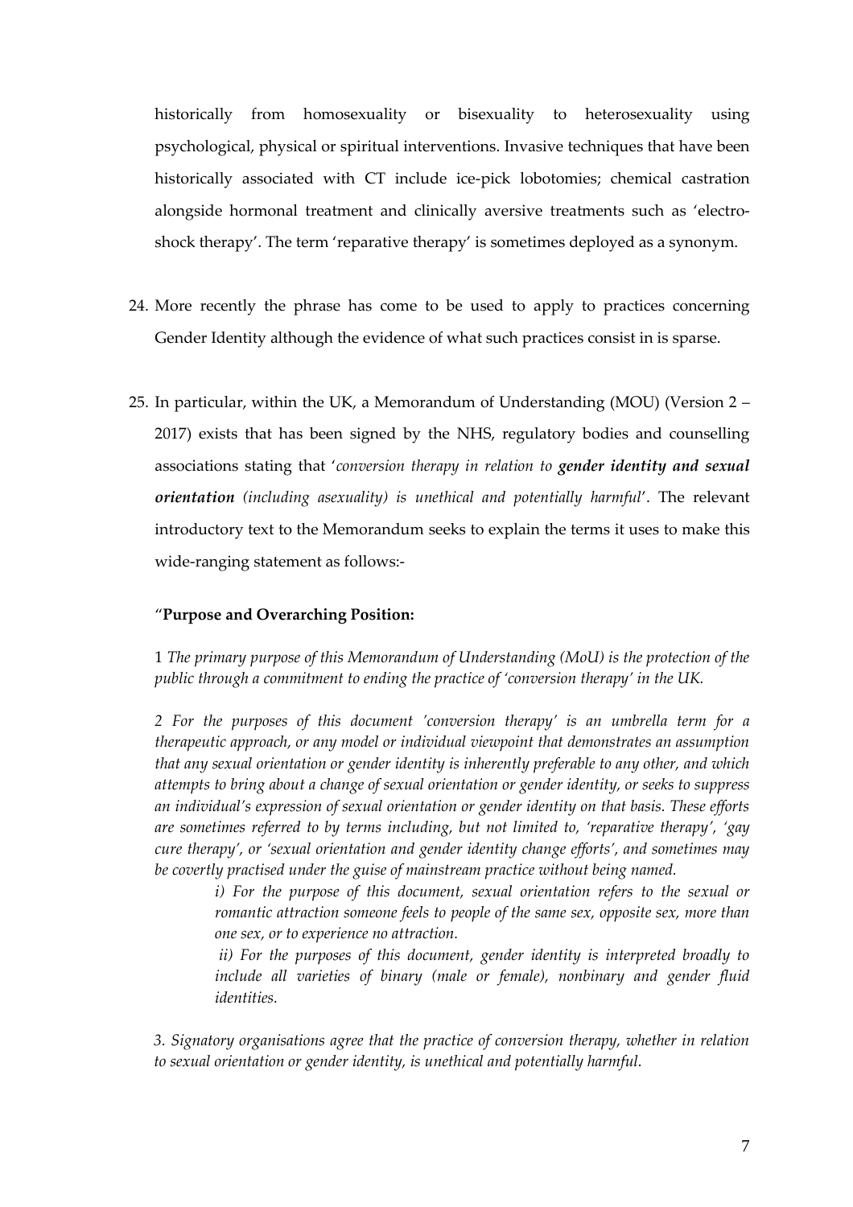historically from homosexuality or bisexuality to heterosexuality using psychological, physical or spiritual interventions. Invasive techniques that have been historically associated with CT include ice-pick lobotomies; chemical castration alongside hormonal treatment and clinically aversive treatments such as 'electro-shock therapy'. The term 'reparative therapy' is sometimes deployed as a synonym.

24. More recently the phrase has come to be used to apply to practices concerning Gender Identity although the evidence of what such practices consist in is sparse.

25. In particular, within the UK, a Memorandum of Understanding (MOU) (Version 2 – 2017) exists that has been signed by the NHS, regulatory bodies and counselling associations stating that '*conversion therapy in relation to **gender identity and sexual orientation** (including asexuality) is unethical and potentially harmful*'. The relevant introductory text to the Memorandum seeks to explain the terms it uses to make this wide-ranging statement as follows:-

"**Purpose and Overarching Position:**

1 *The primary purpose of this Memorandum of Understanding (MoU) is the protection of the public through a commitment to ending the practice of 'conversion therapy' in the UK.*

*2 For the purposes of this document 'conversion therapy' is an umbrella term for a therapeutic approach, or any model or individual viewpoint that demonstrates an assumption that any sexual orientation or gender identity is inherently preferable to any other, and which attempts to bring about a change of sexual orientation or gender identity, or seeks to suppress an individual's expression of sexual orientation or gender identity on that basis. These efforts are sometimes referred to by terms including, but not limited to, 'reparative therapy', 'gay cure therapy', or 'sexual orientation and gender identity change efforts', and sometimes may be covertly practised under the guise of mainstream practice without being named.*

> *i) For the purpose of this document, sexual orientation refers to the sexual or romantic attraction someone feels to people of the same sex, opposite sex, more than one sex, or to experience no attraction.*
>
> *ii) For the purposes of this document, gender identity is interpreted broadly to include all varieties of binary (male or female), nonbinary and gender fluid identities.*

*3. Signatory organisations agree that the practice of conversion therapy, whether in relation to sexual orientation or gender identity, is unethical and potentially harmful.*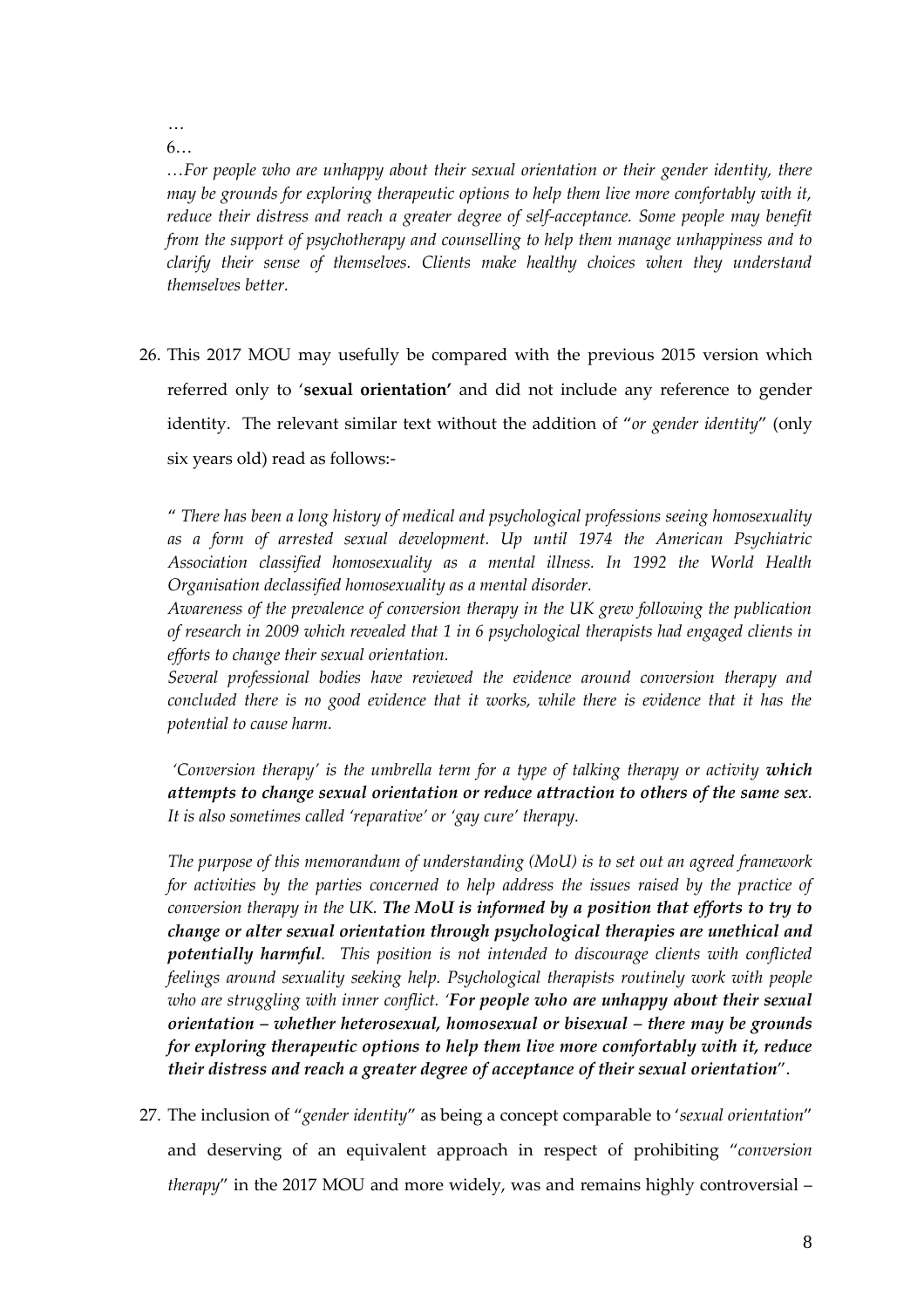…

6…

*…For people who are unhappy about their sexual orientation or their gender identity, there may be grounds for exploring therapeutic options to help them live more comfortably with it, reduce their distress and reach a greater degree of self-acceptance. Some people may benefit from the support of psychotherapy and counselling to help them manage unhappiness and to clarify their sense of themselves. Clients make healthy choices when they understand themselves better.*

26. This 2017 MOU may usefully be compared with the previous 2015 version which referred only to '**sexual orientation'** and did not include any reference to gender identity. The relevant similar text without the addition of "*or gender identity*" (only six years old) read as follows:-

" *There has been a long history of medical and psychological professions seeing homosexuality as a form of arrested sexual development. Up until 1974 the American Psychiatric Association classified homosexuality as a mental illness. In 1992 the World Health Organisation declassified homosexuality as a mental disorder.*

*Awareness of the prevalence of conversion therapy in the UK grew following the publication of research in 2009 which revealed that 1 in 6 psychological therapists had engaged clients in efforts to change their sexual orientation.*

*Several professional bodies have reviewed the evidence around conversion therapy and concluded there is no good evidence that it works, while there is evidence that it has the potential to cause harm.*

*'Conversion therapy' is the umbrella term for a type of talking therapy or activity* ***which attempts to change sexual orientation or reduce attraction to others of the same sex****. It is also sometimes called 'reparative' or 'gay cure' therapy.*

*The purpose of this memorandum of understanding (MoU) is to set out an agreed framework for activities by the parties concerned to help address the issues raised by the practice of conversion therapy in the UK.* ***The MoU is informed by a position that efforts to try to change or alter sexual orientation through psychological therapies are unethical and potentially harmful****. This position is not intended to discourage clients with conflicted feelings around sexuality seeking help. Psychological therapists routinely work with people who are struggling with inner conflict. '****For people who are unhappy about their sexual orientation – whether heterosexual, homosexual or bisexual – there may be grounds for exploring therapeutic options to help them live more comfortably with it, reduce their distress and reach a greater degree of acceptance of their sexual orientation****"*.

27. The inclusion of "*gender identity*" as being a concept comparable to '*sexual orientation*" and deserving of an equivalent approach in respect of prohibiting "*conversion therapy*" in the 2017 MOU and more widely, was and remains highly controversial –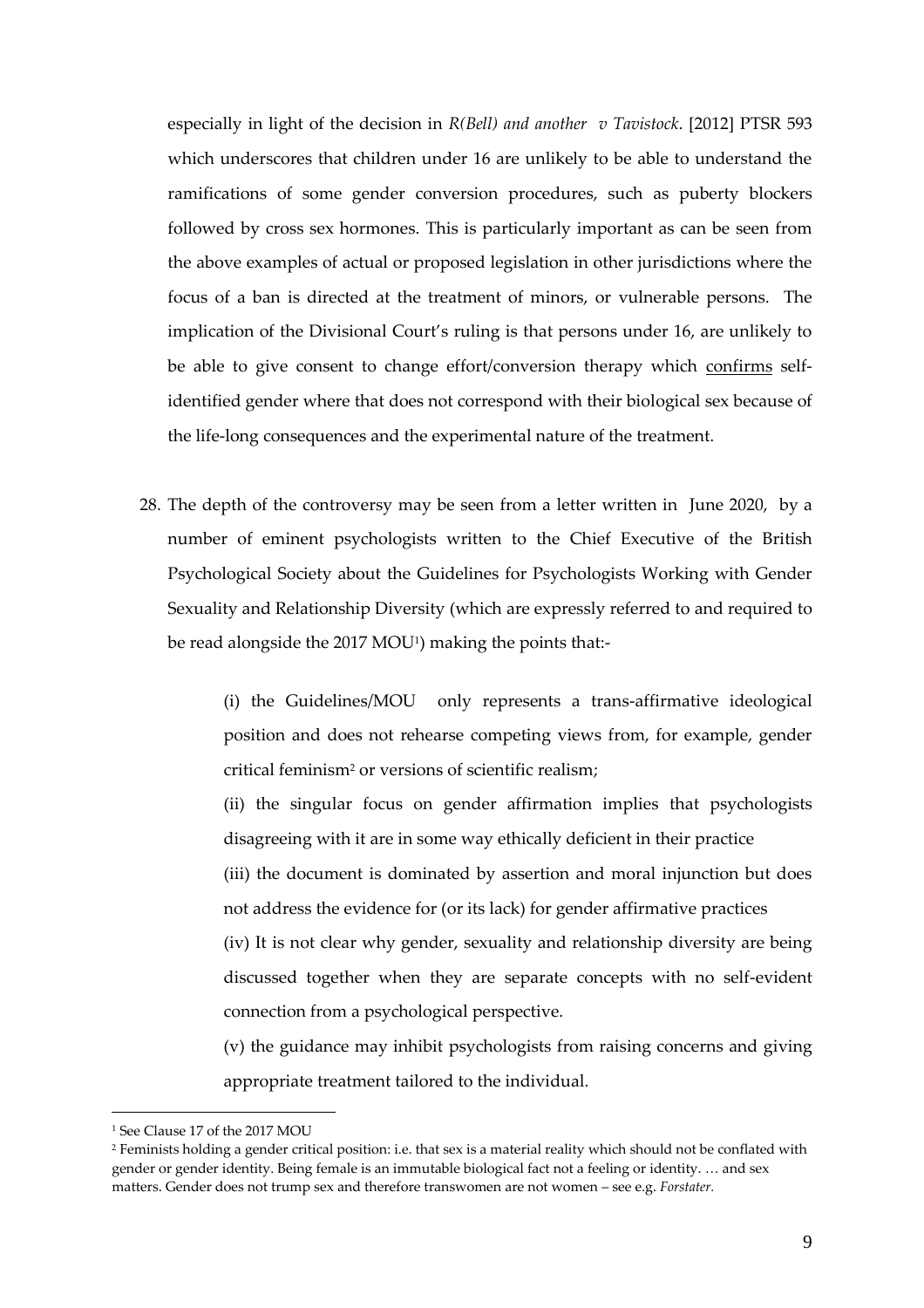especially in light of the decision in *R(Bell) and another v Tavistock*. [2012] PTSR 593 which underscores that children under 16 are unlikely to be able to understand the ramifications of some gender conversion procedures, such as puberty blockers followed by cross sex hormones. This is particularly important as can be seen from the above examples of actual or proposed legislation in other jurisdictions where the focus of a ban is directed at the treatment of minors, or vulnerable persons. The implication of the Divisional Court's ruling is that persons under 16, are unlikely to be able to give consent to change effort/conversion therapy which <u>confirms</u> self-identified gender where that does not correspond with their biological sex because of the life-long consequences and the experimental nature of the treatment.

28. The depth of the controversy may be seen from a letter written in June 2020, by a number of eminent psychologists written to the Chief Executive of the British Psychological Society about the Guidelines for Psychologists Working with Gender Sexuality and Relationship Diversity (which are expressly referred to and required to be read alongside the 2017 MOU[1]) making the points that:-

    (i) the Guidelines/MOU only represents a trans-affirmative ideological position and does not rehearse competing views from, for example, gender critical feminism[2] or versions of scientific realism;

    (ii) the singular focus on gender affirmation implies that psychologists disagreeing with it are in some way ethically deficient in their practice

    (iii) the document is dominated by assertion and moral injunction but does not address the evidence for (or its lack) for gender affirmative practices

    (iv) It is not clear why gender, sexuality and relationship diversity are being discussed together when they are separate concepts with no self-evident connection from a psychological perspective.

    (v) the guidance may inhibit psychologists from raising concerns and giving appropriate treatment tailored to the individual.

---

[1] See Clause 17 of the 2017 MOU

[2] Feminists holding a gender critical position: i.e. that sex is a material reality which should not be conflated with gender or gender identity. Being female is an immutable biological fact not a feeling or identity. … and sex matters. Gender does not trump sex and therefore transwomen are not women – see e.g. *Forstater*.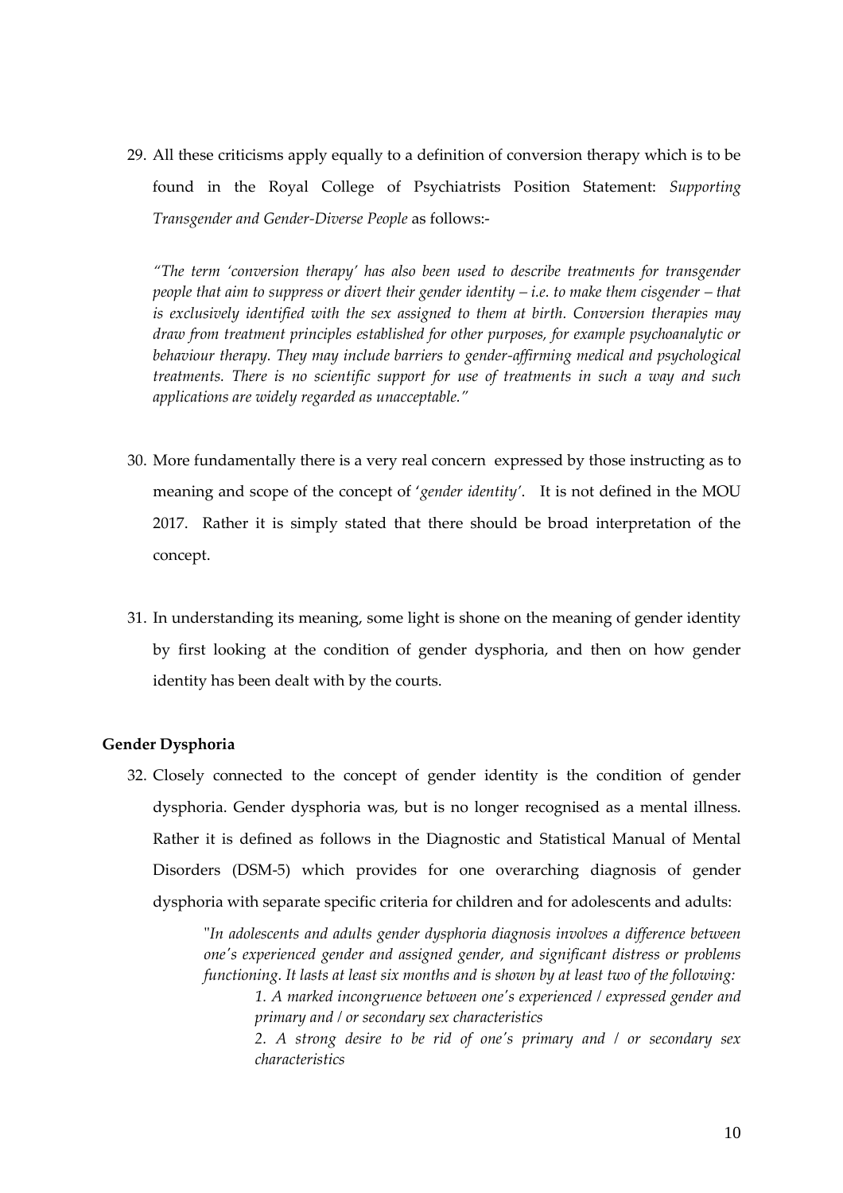29. All these criticisms apply equally to a definition of conversion therapy which is to be found in the Royal College of Psychiatrists Position Statement: *Supporting Transgender and Gender-Diverse People* as follows:-

    *"The term 'conversion therapy' has also been used to describe treatments for transgender people that aim to suppress or divert their gender identity – i.e. to make them cisgender – that is exclusively identified with the sex assigned to them at birth. Conversion therapies may draw from treatment principles established for other purposes, for example psychoanalytic or behaviour therapy. They may include barriers to gender-affirming medical and psychological treatments. There is no scientific support for use of treatments in such a way and such applications are widely regarded as unacceptable."*

30. More fundamentally there is a very real concern expressed by those instructing as to meaning and scope of the concept of '*gender identity*'. It is not defined in the MOU 2017. Rather it is simply stated that there should be broad interpretation of the concept.

31. In understanding its meaning, some light is shone on the meaning of gender identity by first looking at the condition of gender dysphoria, and then on how gender identity has been dealt with by the courts.

**Gender Dysphoria**

32. Closely connected to the concept of gender identity is the condition of gender dysphoria. Gender dysphoria was, but is no longer recognised as a mental illness. Rather it is defined as follows in the Diagnostic and Statistical Manual of Mental Disorders (DSM-5) which provides for one overarching diagnosis of gender dysphoria with separate specific criteria for children and for adolescents and adults:

    "*In adolescents and adults gender dysphoria diagnosis involves a difference between one's experienced gender and assigned gender, and significant distress or problems functioning. It lasts at least six months and is shown by at least two of the following:*

    *1. A marked incongruence between one's experienced / expressed gender and primary and / or secondary sex characteristics*

    *2. A strong desire to be rid of one's primary and / or secondary sex characteristics*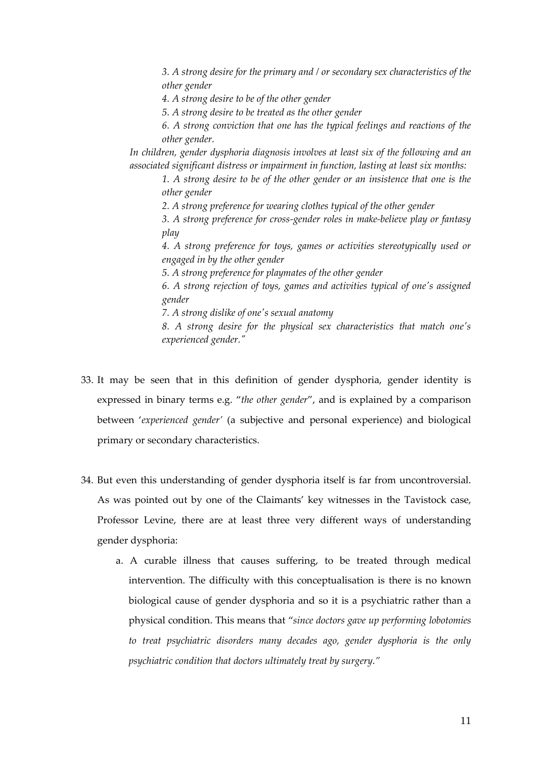> *3. A strong desire for the primary and / or secondary sex characteristics of the other gender*
>
> *4. A strong desire to be of the other gender*
>
> *5. A strong desire to be treated as the other gender*
>
> *6. A strong conviction that one has the typical feelings and reactions of the other gender.*
>
> *In children, gender dysphoria diagnosis involves at least six of the following and an associated significant distress or impairment in function, lasting at least six months:*
>
> *1. A strong desire to be of the other gender or an insistence that one is the other gender*
>
> *2. A strong preference for wearing clothes typical of the other gender*
>
> *3. A strong preference for cross-gender roles in make-believe play or fantasy play*
>
> *4. A strong preference for toys, games or activities stereotypically used or engaged in by the other gender*
>
> *5. A strong preference for playmates of the other gender*
>
> *6. A strong rejection of toys, games and activities typical of one's assigned gender*
>
> *7. A strong dislike of one's sexual anatomy*
>
> *8. A strong desire for the physical sex characteristics that match one's experienced gender."*

33. It may be seen that in this definition of gender dysphoria, gender identity is expressed in binary terms e.g. "*the other gender*", and is explained by a comparison between '*experienced gender'* (a subjective and personal experience) and biological primary or secondary characteristics.

34. But even this understanding of gender dysphoria itself is far from uncontroversial. As was pointed out by one of the Claimants' key witnesses in the Tavistock case, Professor Levine, there are at least three very different ways of understanding gender dysphoria:

    a. A curable illness that causes suffering, to be treated through medical intervention. The difficulty with this conceptualisation is there is no known biological cause of gender dysphoria and so it is a psychiatric rather than a physical condition. This means that "*since doctors gave up performing lobotomies to treat psychiatric disorders many decades ago, gender dysphoria is the only psychiatric condition that doctors ultimately treat by surgery."*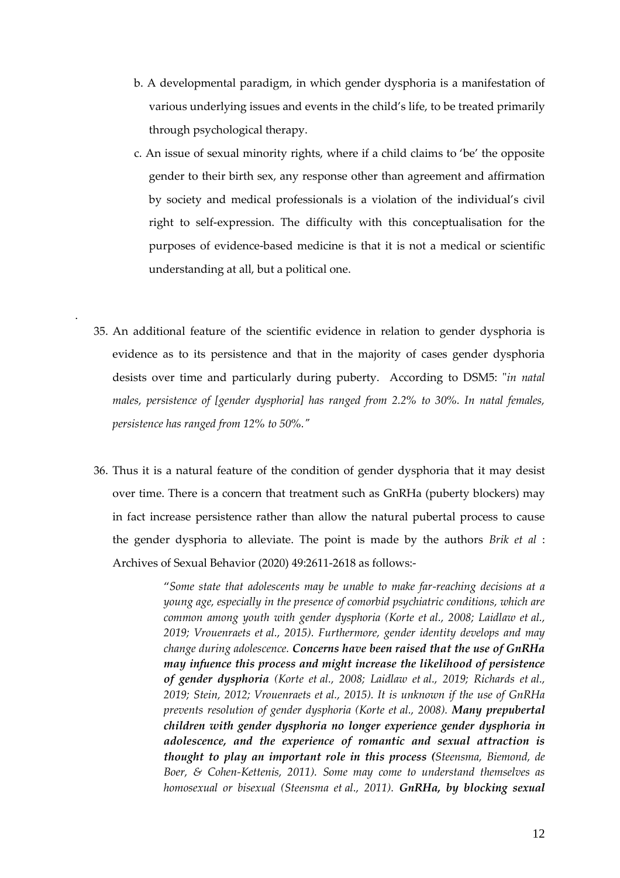b. A developmental paradigm, in which gender dysphoria is a manifestation of various underlying issues and events in the child's life, to be treated primarily through psychological therapy.

c. An issue of sexual minority rights, where if a child claims to 'be' the opposite gender to their birth sex, any response other than agreement and affirmation by society and medical professionals is a violation of the individual's civil right to self-expression. The difficulty with this conceptualisation for the purposes of evidence-based medicine is that it is not a medical or scientific understanding at all, but a political one.

35. An additional feature of the scientific evidence in relation to gender dysphoria is evidence as to its persistence and that in the majority of cases gender dysphoria desists over time and particularly during puberty. According to DSM5: "*in natal males, persistence of [gender dysphoria] has ranged from 2.2% to 30%. In natal females, persistence has ranged from 12% to 50%.*"

36. Thus it is a natural feature of the condition of gender dysphoria that it may desist over time. There is a concern that treatment such as GnRHa (puberty blockers) may in fact increase persistence rather than allow the natural pubertal process to cause the gender dysphoria to alleviate. The point is made by the authors *Brik et al* : Archives of Sexual Behavior (2020) 49:2611-2618 as follows:-

> "*Some state that adolescents may be unable to make far-reaching decisions at a young age, especially in the presence of comorbid psychiatric conditions, which are common among youth with gender dysphoria (Korte et al., 2008; Laidlaw et al., 2019; Vrouenraets et al., 2015). Furthermore, gender identity develops and may change during adolescence.* ***Concerns have been raised that the use of GnRHa may infuence this process and might increase the likelihood of persistence of gender dysphoria*** *(Korte et al., 2008; Laidlaw et al., 2019; Richards et al., 2019; Stein, 2012; Vrouenraets et al., 2015). It is unknown if the use of GnRHa prevents resolution of gender dysphoria (Korte et al., 2008).* ***Many prepubertal children with gender dysphoria no longer experience gender dysphoria in adolescence, and the experience of romantic and sexual attraction is thought to play an important role in this process (****Steensma, Biemond, de Boer, & Cohen-Kettenis, 2011). Some may come to understand themselves as homosexual or bisexual (Steensma et al., 2011).* ***GnRHa, by blocking sexual***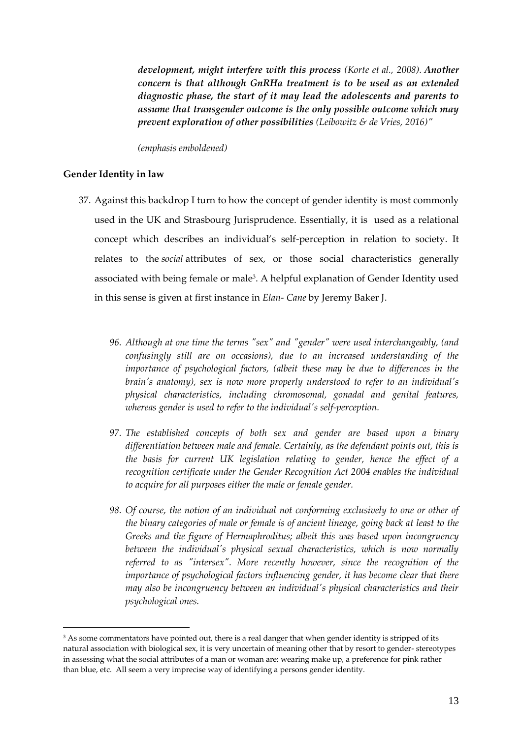***development, might interfere with this process** (Korte et al., 2008). **Another concern is that although GnRHa treatment is to be used as an extended diagnostic phase, the start of it may lead the adolescents and parents to assume that transgender outcome is the only possible outcome which may prevent exploration of other possibilities** (Leibowitz & de Vries, 2016)"*

*(emphasis emboldened)*

**Gender Identity in law**

37. Against this backdrop I turn to how the concept of gender identity is most commonly used in the UK and Strasbourg Jurisprudence. Essentially, it is used as a relational concept which describes an individual's self-perception in relation to society. It relates to the *social* attributes of sex, or those social characteristics generally associated with being female or male[3]. A helpful explanation of Gender Identity used in this sense is given at first instance in *Elan- Cane* by Jeremy Baker J.

   *96. Although at one time the terms "sex" and "gender" were used interchangeably, (and confusingly still are on occasions), due to an increased understanding of the importance of psychological factors, (albeit these may be due to differences in the brain's anatomy), sex is now more properly understood to refer to an individual's physical characteristics, including chromosomal, gonadal and genital features, whereas gender is used to refer to the individual's self-perception.*

   *97. The established concepts of both sex and gender are based upon a binary differentiation between male and female. Certainly, as the defendant points out, this is the basis for current UK legislation relating to gender, hence the effect of a recognition certificate under the Gender Recognition Act 2004 enables the individual to acquire for all purposes either the male or female gender.*

   *98. Of course, the notion of an individual not conforming exclusively to one or other of the binary categories of male or female is of ancient lineage, going back at least to the Greeks and the figure of Hermaphroditus; albeit this was based upon incongruency between the individual's physical sexual characteristics, which is now normally referred to as "intersex". More recently however, since the recognition of the importance of psychological factors influencing gender, it has become clear that there may also be incongruency between an individual's physical characteristics and their psychological ones.*

---

[3] As some commentators have pointed out, there is a real danger that when gender identity is stripped of its natural association with biological sex, it is very uncertain of meaning other that by resort to gender- stereotypes in assessing what the social attributes of a man or woman are: wearing make up, a preference for pink rather than blue, etc. All seem a very imprecise way of identifying a persons gender identity.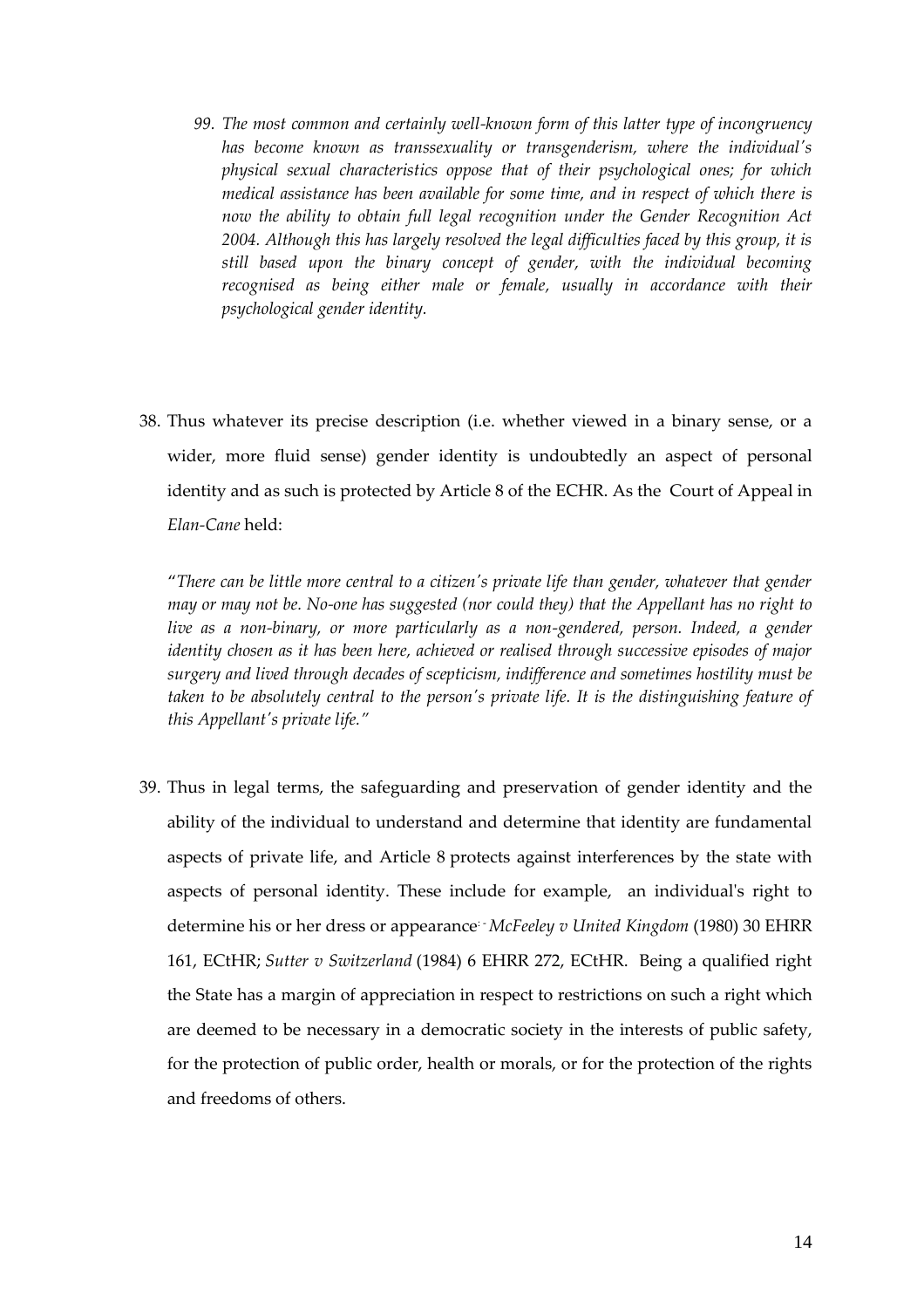> *99. The most common and certainly well-known form of this latter type of incongruency has become known as transsexuality or transgenderism, where the individual's physical sexual characteristics oppose that of their psychological ones; for which medical assistance has been available for some time, and in respect of which there is now the ability to obtain full legal recognition under the Gender Recognition Act 2004. Although this has largely resolved the legal difficulties faced by this group, it is still based upon the binary concept of gender, with the individual becoming recognised as being either male or female, usually in accordance with their psychological gender identity.*

38. Thus whatever its precise description (i.e. whether viewed in a binary sense, or a wider, more fluid sense) gender identity is undoubtedly an aspect of personal identity and as such is protected by Article 8 of the ECHR. As the Court of Appeal in *Elan-Cane* held:

"*There can be little more central to a citizen's private life than gender, whatever that gender may or may not be. No-one has suggested (nor could they) that the Appellant has no right to live as a non-binary, or more particularly as a non-gendered, person. Indeed, a gender identity chosen as it has been here, achieved or realised through successive episodes of major surgery and lived through decades of scepticism, indifference and sometimes hostility must be taken to be absolutely central to the person's private life. It is the distinguishing feature of this Appellant's private life.*"

39. Thus in legal terms, the safeguarding and preservation of gender identity and the ability of the individual to understand and determine that identity are fundamental aspects of private life, and Article 8 protects against interferences by the state with aspects of personal identity. These include for example, an individual's right to determine his or her dress or appearance - *McFeeley v United Kingdom* (1980) 30 EHRR 161, ECtHR; *Sutter v Switzerland* (1984) 6 EHRR 272, ECtHR. Being a qualified right the State has a margin of appreciation in respect to restrictions on such a right which are deemed to be necessary in a democratic society in the interests of public safety, for the protection of public order, health or morals, or for the protection of the rights and freedoms of others.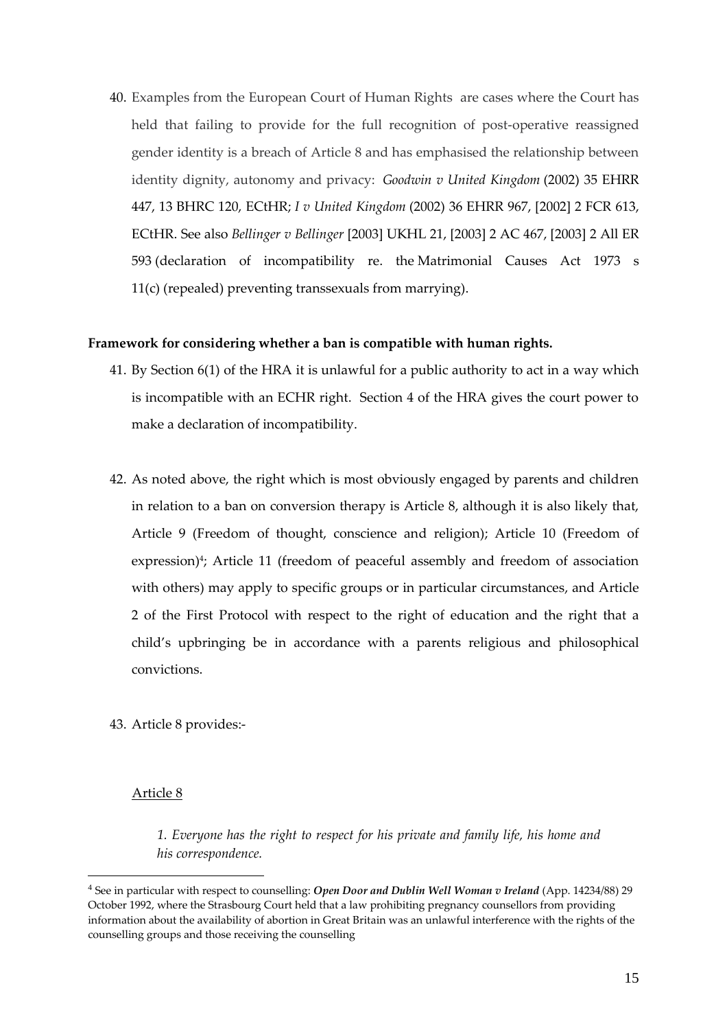40. Examples from the European Court of Human Rights are cases where the Court has held that failing to provide for the full recognition of post-operative reassigned gender identity is a breach of Article 8 and has emphasised the relationship between identity dignity, autonomy and privacy: *Goodwin v United Kingdom* (2002) 35 EHRR 447, 13 BHRC 120, ECtHR; *I v United Kingdom* (2002) 36 EHRR 967, [2002] 2 FCR 613, ECtHR. See also *Bellinger v Bellinger* [2003] UKHL 21, [2003] 2 AC 467, [2003] 2 All ER 593 (declaration of incompatibility re. the Matrimonial Causes Act 1973 s 11(c) (repealed) preventing transsexuals from marrying).

**Framework for considering whether a ban is compatible with human rights.**

41. By Section 6(1) of the HRA it is unlawful for a public authority to act in a way which is incompatible with an ECHR right. Section 4 of the HRA gives the court power to make a declaration of incompatibility.

42. As noted above, the right which is most obviously engaged by parents and children in relation to a ban on conversion therapy is Article 8, although it is also likely that, Article 9 (Freedom of thought, conscience and religion); Article 10 (Freedom of expression)[4]; Article 11 (freedom of peaceful assembly and freedom of association with others) may apply to specific groups or in particular circumstances, and Article 2 of the First Protocol with respect to the right of education and the right that a child's upbringing be in accordance with a parents religious and philosophical convictions.

43. Article 8 provides:-

<u>Article 8</u>

*1. Everyone has the right to respect for his private and family life, his home and his correspondence.*

---

[4] See in particular with respect to counselling: ***Open Door and Dublin Well Woman v Ireland*** (App. 14234/88) 29 October 1992, where the Strasbourg Court held that a law prohibiting pregnancy counsellors from providing information about the availability of abortion in Great Britain was an unlawful interference with the rights of the counselling groups and those receiving the counselling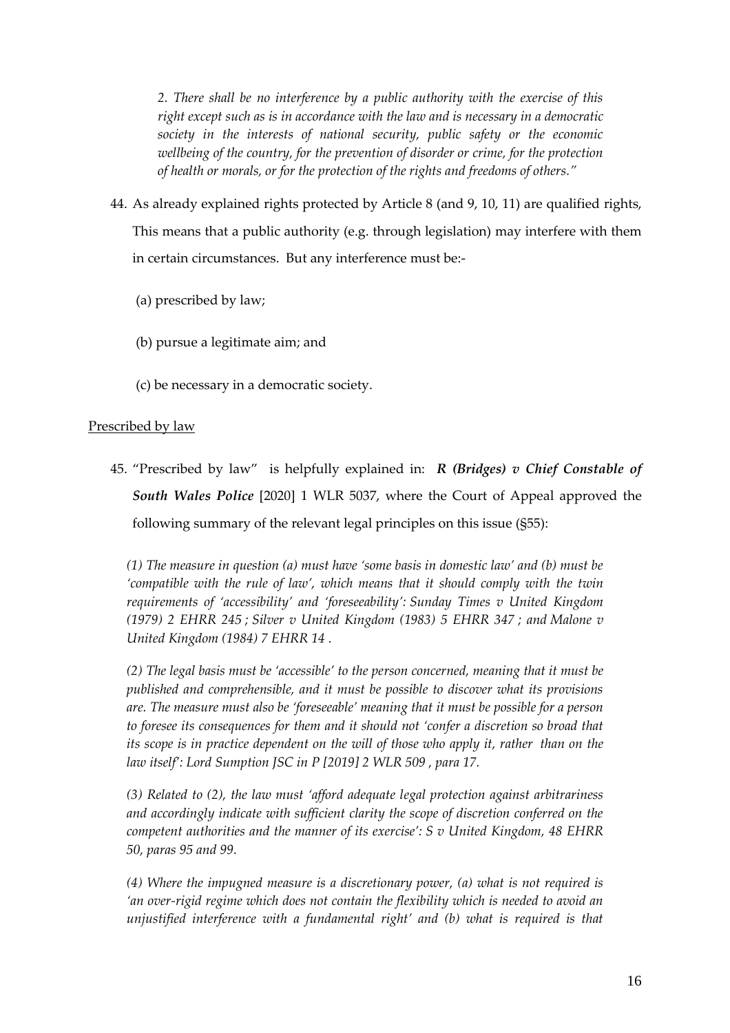*2. There shall be no interference by a public authority with the exercise of this right except such as is in accordance with the law and is necessary in a democratic society in the interests of national security, public safety or the economic wellbeing of the country, for the prevention of disorder or crime, for the protection of health or morals, or for the protection of the rights and freedoms of others."*

44. As already explained rights protected by Article 8 (and 9, 10, 11) are qualified rights, This means that a public authority (e.g. through legislation) may interfere with them in certain circumstances. But any interference must be:-

    (a) prescribed by law;

    (b) pursue a legitimate aim; and

    (c) be necessary in a democratic society.

<u>Prescribed by law</u>

45. "Prescribed by law" is helpfully explained in: ***R (Bridges) v Chief Constable of South Wales Police*** [2020] 1 WLR 5037, where the Court of Appeal approved the following summary of the relevant legal principles on this issue (§55):

*(1) The measure in question (a) must have 'some basis in domestic law' and (b) must be 'compatible with the rule of law', which means that it should comply with the twin requirements of 'accessibility' and 'foreseeability': Sunday Times v United Kingdom (1979) 2 EHRR 245 ; Silver v United Kingdom (1983) 5 EHRR 347 ; and Malone v United Kingdom (1984) 7 EHRR 14 .*

*(2) The legal basis must be 'accessible' to the person concerned, meaning that it must be published and comprehensible, and it must be possible to discover what its provisions are. The measure must also be 'foreseeable' meaning that it must be possible for a person to foresee its consequences for them and it should not 'confer a discretion so broad that its scope is in practice dependent on the will of those who apply it, rather than on the law itself': Lord Sumption JSC in P [2019] 2 WLR 509 , para 17.*

*(3) Related to (2), the law must 'afford adequate legal protection against arbitrariness and accordingly indicate with sufficient clarity the scope of discretion conferred on the competent authorities and the manner of its exercise': S v United Kingdom, 48 EHRR 50, paras 95 and 99.*

*(4) Where the impugned measure is a discretionary power, (a) what is not required is 'an over-rigid regime which does not contain the flexibility which is needed to avoid an unjustified interference with a fundamental right' and (b) what is required is that*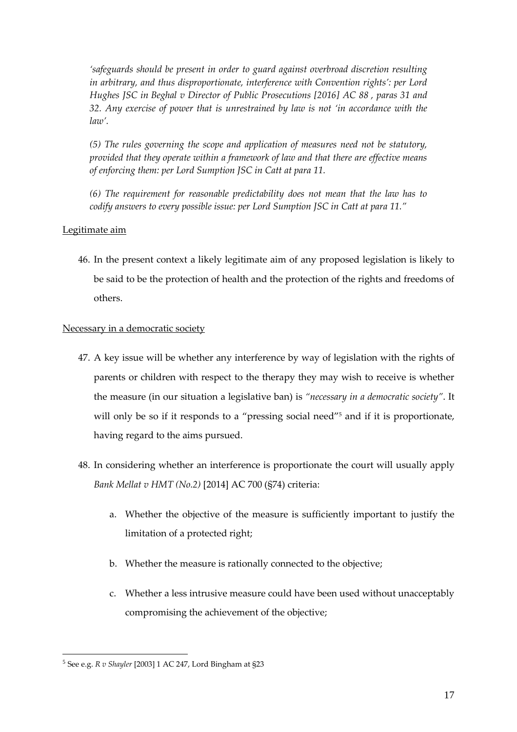*'safeguards should be present in order to guard against overbroad discretion resulting in arbitrary, and thus disproportionate, interference with Convention rights': per Lord Hughes JSC in Beghal v Director of Public Prosecutions [2016] AC 88 , paras 31 and 32. Any exercise of power that is unrestrained by law is not 'in accordance with the law'.*

*(5) The rules governing the scope and application of measures need not be statutory, provided that they operate within a framework of law and that there are effective means of enforcing them: per Lord Sumption JSC in Catt at para 11.*

*(6) The requirement for reasonable predictability does not mean that the law has to codify answers to every possible issue: per Lord Sumption JSC in Catt at para 11."*

Legitimate aim

46. In the present context a likely legitimate aim of any proposed legislation is likely to be said to be the protection of health and the protection of the rights and freedoms of others.

Necessary in a democratic society

47. A key issue will be whether any interference by way of legislation with the rights of parents or children with respect to the therapy they may wish to receive is whether the measure (in our situation a legislative ban) is *"necessary in a democratic society"*. It will only be so if it responds to a "pressing social need"[5] and if it is proportionate, having regard to the aims pursued.

48. In considering whether an interference is proportionate the court will usually apply *Bank Mellat v HMT (No.2)* [2014] AC 700 (§74) criteria:

    a. Whether the objective of the measure is sufficiently important to justify the limitation of a protected right;

    b. Whether the measure is rationally connected to the objective;

    c. Whether a less intrusive measure could have been used without unacceptably compromising the achievement of the objective;

[5] See e.g. *R v Shayler* [2003] 1 AC 247, Lord Bingham at §23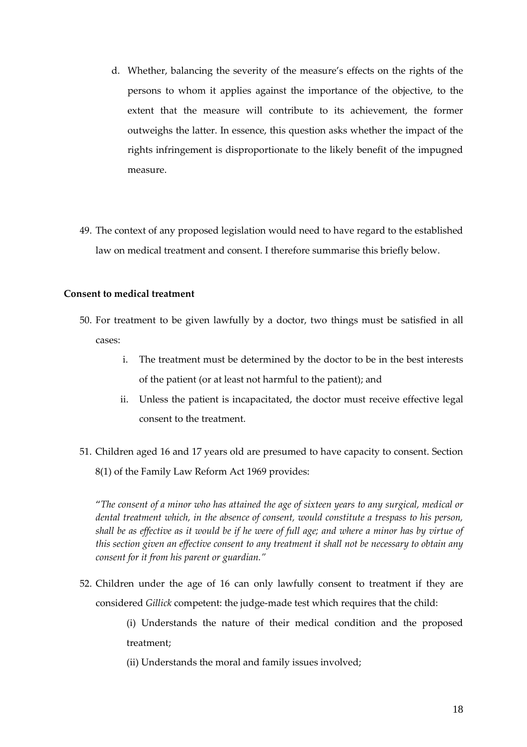d. Whether, balancing the severity of the measure's effects on the rights of the persons to whom it applies against the importance of the objective, to the extent that the measure will contribute to its achievement, the former outweighs the latter. In essence, this question asks whether the impact of the rights infringement is disproportionate to the likely benefit of the impugned measure.

49. The context of any proposed legislation would need to have regard to the established law on medical treatment and consent. I therefore summarise this briefly below.

**Consent to medical treatment**

50. For treatment to be given lawfully by a doctor, two things must be satisfied in all cases:

    i. The treatment must be determined by the doctor to be in the best interests of the patient (or at least not harmful to the patient); and

    ii. Unless the patient is incapacitated, the doctor must receive effective legal consent to the treatment.

51. Children aged 16 and 17 years old are presumed to have capacity to consent. Section 8(1) of the Family Law Reform Act 1969 provides:

"*The consent of a minor who has attained the age of sixteen years to any surgical, medical or dental treatment which, in the absence of consent, would constitute a trespass to his person, shall be as effective as it would be if he were of full age; and where a minor has by virtue of this section given an effective consent to any treatment it shall not be necessary to obtain any consent for it from his parent or guardian.*"

52. Children under the age of 16 can only lawfully consent to treatment if they are considered *Gillick* competent: the judge-made test which requires that the child:

    (i) Understands the nature of their medical condition and the proposed treatment;

    (ii) Understands the moral and family issues involved;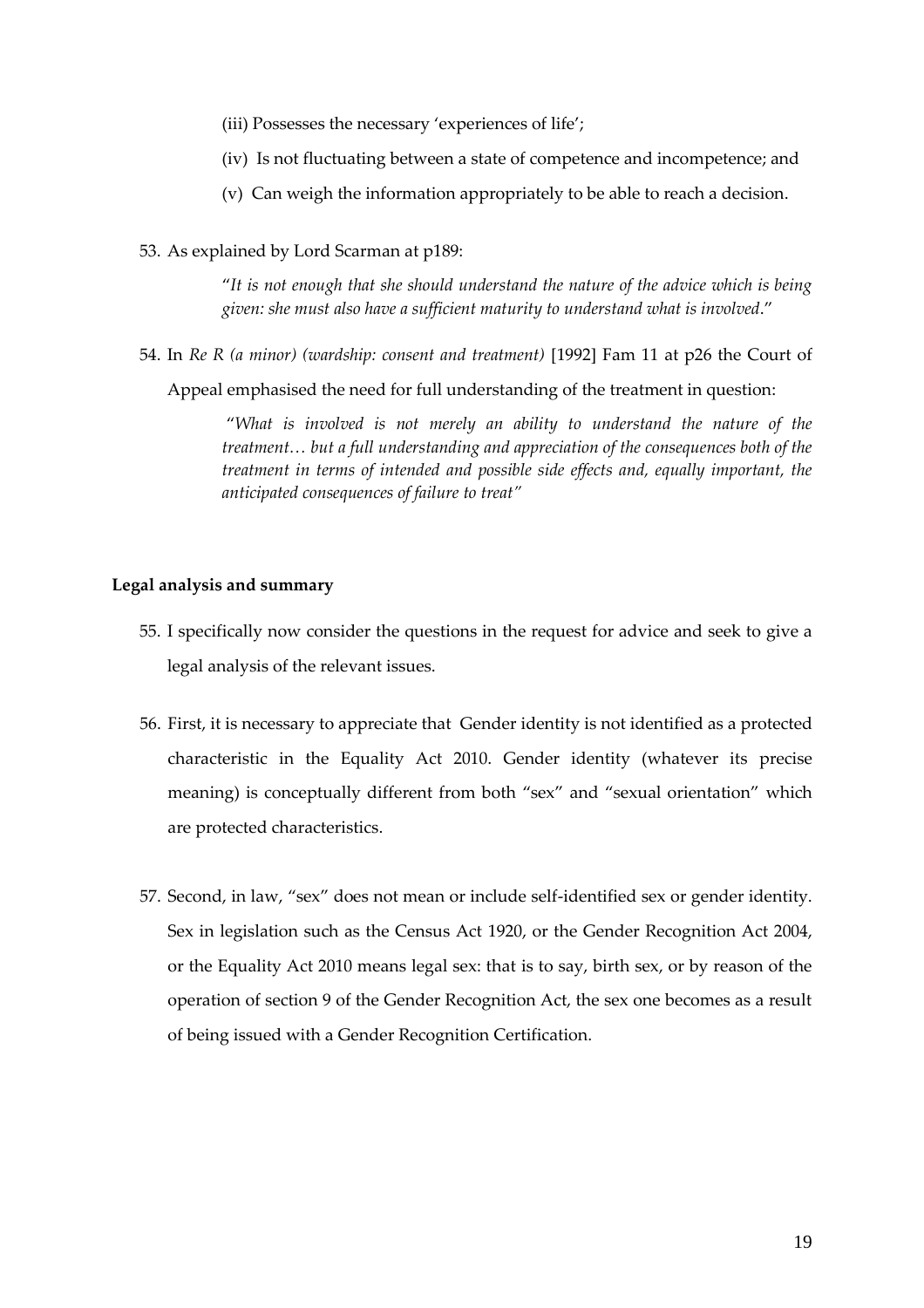(iii) Possesses the necessary 'experiences of life';

(iv) Is not fluctuating between a state of competence and incompetence; and

(v) Can weigh the information appropriately to be able to reach a decision.

53. As explained by Lord Scarman at p189:

> "*It is not enough that she should understand the nature of the advice which is being given: she must also have a sufficient maturity to understand what is involved*."

54. In *Re R (a minor) (wardship: consent and treatment)* [1992] Fam 11 at p26 the Court of Appeal emphasised the need for full understanding of the treatment in question:

> "*What is involved is not merely an ability to understand the nature of the treatment… but a full understanding and appreciation of the consequences both of the treatment in terms of intended and possible side effects and, equally important, the anticipated consequences of failure to treat"*

**Legal analysis and summary**

55. I specifically now consider the questions in the request for advice and seek to give a legal analysis of the relevant issues.

56. First, it is necessary to appreciate that Gender identity is not identified as a protected characteristic in the Equality Act 2010. Gender identity (whatever its precise meaning) is conceptually different from both "sex" and "sexual orientation" which are protected characteristics.

57. Second, in law, "sex" does not mean or include self-identified sex or gender identity. Sex in legislation such as the Census Act 1920, or the Gender Recognition Act 2004, or the Equality Act 2010 means legal sex: that is to say, birth sex, or by reason of the operation of section 9 of the Gender Recognition Act, the sex one becomes as a result of being issued with a Gender Recognition Certification.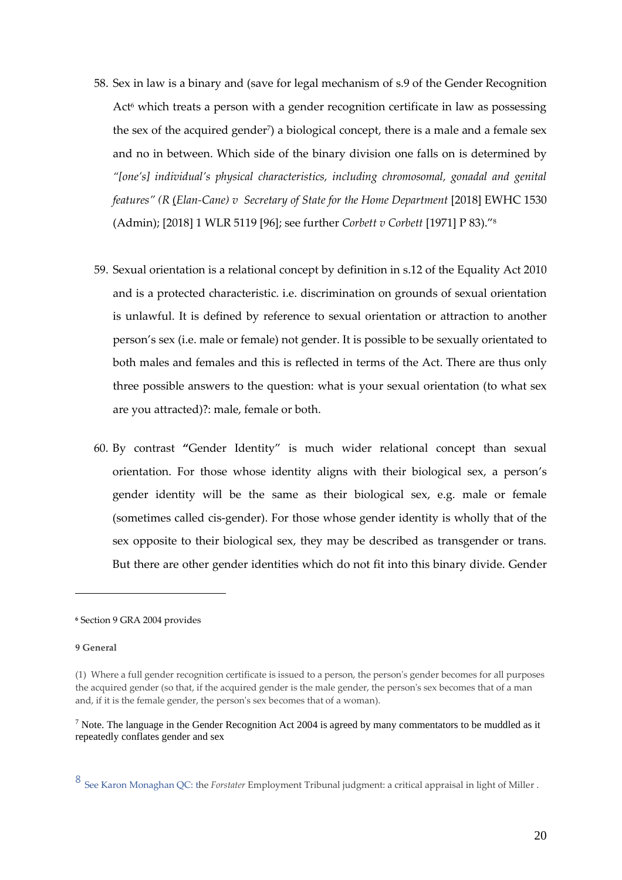58. Sex in law is a binary and (save for legal mechanism of s.9 of the Gender Recognition Act[6] which treats a person with a gender recognition certificate in law as possessing the sex of the acquired gender[7]) a biological concept, there is a male and a female sex and no in between. Which side of the binary division one falls on is determined by *"[one's] individual's physical characteristics, including chromosomal, gonadal and genital features" (R* (*Elan-Cane) v Secretary of State for the Home Department* [2018] EWHC 1530 (Admin); [2018] 1 WLR 5119 [96]; see further *Corbett v Corbett* [1971] P 83)."[8]

59. Sexual orientation is a relational concept by definition in s.12 of the Equality Act 2010 and is a protected characteristic. i.e. discrimination on grounds of sexual orientation is unlawful. It is defined by reference to sexual orientation or attraction to another person's sex (i.e. male or female) not gender. It is possible to be sexually orientated to both males and females and this is reflected in terms of the Act. There are thus only three possible answers to the question: what is your sexual orientation (to what sex are you attracted)?: male, female or both.

60. By contrast **"**Gender Identity" is much wider relational concept than sexual orientation. For those whose identity aligns with their biological sex, a person's gender identity will be the same as their biological sex, e.g. male or female (sometimes called cis-gender). For those whose gender identity is wholly that of the sex opposite to their biological sex, they may be described as transgender or trans. But there are other gender identities which do not fit into this binary divide. Gender

---

[6] Section 9 GRA 2004 provides

**9 General**

(1) Where a full gender recognition certificate is issued to a person, the person's gender becomes for all purposes the acquired gender (so that, if the acquired gender is the male gender, the person's sex becomes that of a man and, if it is the female gender, the person's sex becomes that of a woman).

[7] Note. The language in the Gender Recognition Act 2004 is agreed by many commentators to be muddled as it repeatedly conflates gender and sex

[8] See Karon Monaghan QC: the *Forstater* Employment Tribunal judgment: a critical appraisal in light of Miller .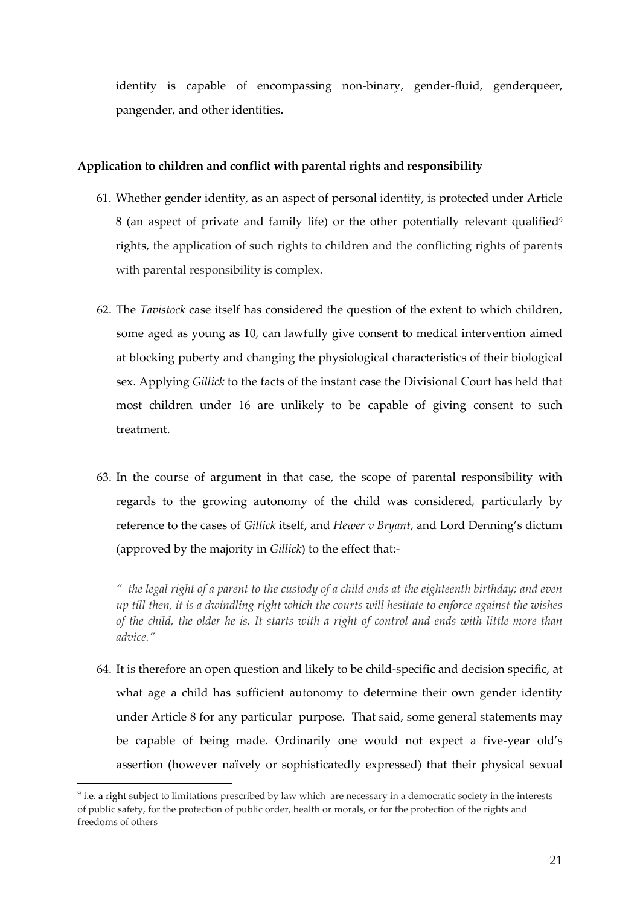identity is capable of encompassing non-binary, gender-fluid, genderqueer, pangender, and other identities.

**Application to children and conflict with parental rights and responsibility**

61. Whether gender identity, as an aspect of personal identity, is protected under Article 8 (an aspect of private and family life) or the other potentially relevant qualified[9] rights, the application of such rights to children and the conflicting rights of parents with parental responsibility is complex.

62. The *Tavistock* case itself has considered the question of the extent to which children, some aged as young as 10, can lawfully give consent to medical intervention aimed at blocking puberty and changing the physiological characteristics of their biological sex. Applying *Gillick* to the facts of the instant case the Divisional Court has held that most children under 16 are unlikely to be capable of giving consent to such treatment.

63. In the course of argument in that case, the scope of parental responsibility with regards to the growing autonomy of the child was considered, particularly by reference to the cases of *Gillick* itself, and *Hewer v Bryant*, and Lord Denning's dictum (approved by the majority in *Gillick*) to the effect that:-

*" the legal right of a parent to the custody of a child ends at the eighteenth birthday; and even up till then, it is a dwindling right which the courts will hesitate to enforce against the wishes of the child, the older he is. It starts with a right of control and ends with little more than advice."*

64. It is therefore an open question and likely to be child-specific and decision specific, at what age a child has sufficient autonomy to determine their own gender identity under Article 8 for any particular purpose. That said, some general statements may be capable of being made. Ordinarily one would not expect a five-year old's assertion (however naïvely or sophisticatedly expressed) that their physical sexual

[9] i.e. a right subject to limitations prescribed by law which are necessary in a democratic society in the interests of public safety, for the protection of public order, health or morals, or for the protection of the rights and freedoms of others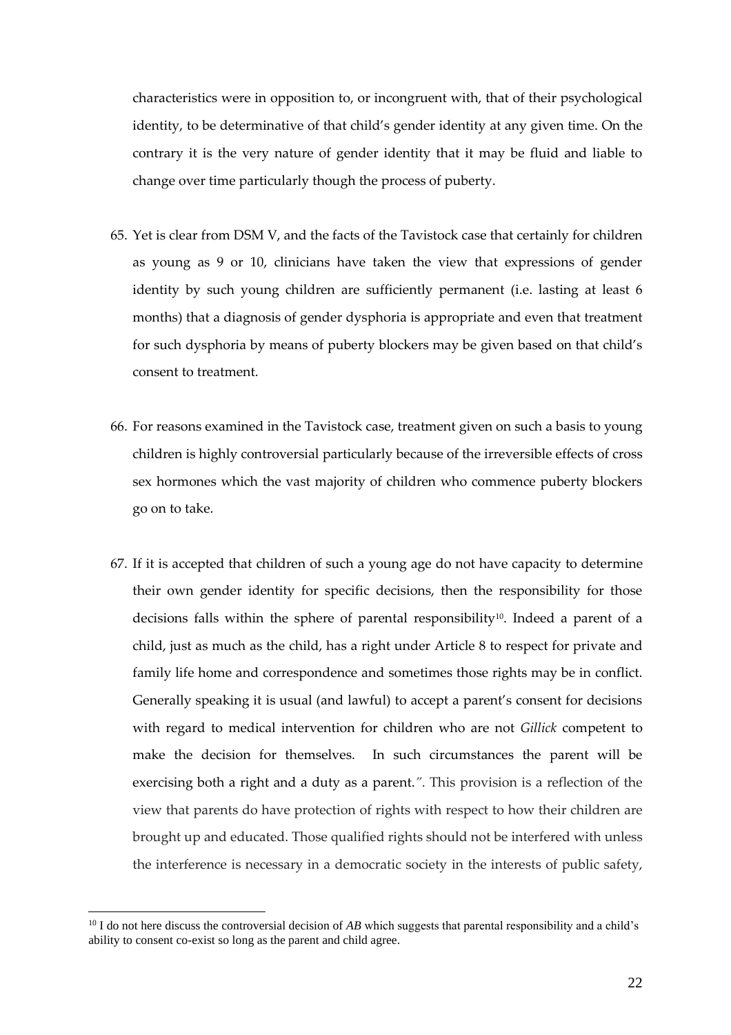characteristics were in opposition to, or incongruent with, that of their psychological identity, to be determinative of that child's gender identity at any given time. On the contrary it is the very nature of gender identity that it may be fluid and liable to change over time particularly though the process of puberty.

65. Yet is clear from DSM V, and the facts of the Tavistock case that certainly for children as young as 9 or 10, clinicians have taken the view that expressions of gender identity by such young children are sufficiently permanent (i.e. lasting at least 6 months) that a diagnosis of gender dysphoria is appropriate and even that treatment for such dysphoria by means of puberty blockers may be given based on that child's consent to treatment.

66. For reasons examined in the Tavistock case, treatment given on such a basis to young children is highly controversial particularly because of the irreversible effects of cross sex hormones which the vast majority of children who commence puberty blockers go on to take.

67. If it is accepted that children of such a young age do not have capacity to determine their own gender identity for specific decisions, then the responsibility for those decisions falls within the sphere of parental responsibility[10]. Indeed a parent of a child, just as much as the child, has a right under Article 8 to respect for private and family life home and correspondence and sometimes those rights may be in conflict. Generally speaking it is usual (and lawful) to accept a parent's consent for decisions with regard to medical intervention for children who are not *Gillick* competent to make the decision for themselves. In such circumstances the parent will be exercising both a right and a duty as a parent.*"*. This provision is a reflection of the view that parents do have protection of rights with respect to how their children are brought up and educated. Those qualified rights should not be interfered with unless the interference is necessary in a democratic society in the interests of public safety,

[10] I do not here discuss the controversial decision of *AB* which suggests that parental responsibility and a child's ability to consent co-exist so long as the parent and child agree.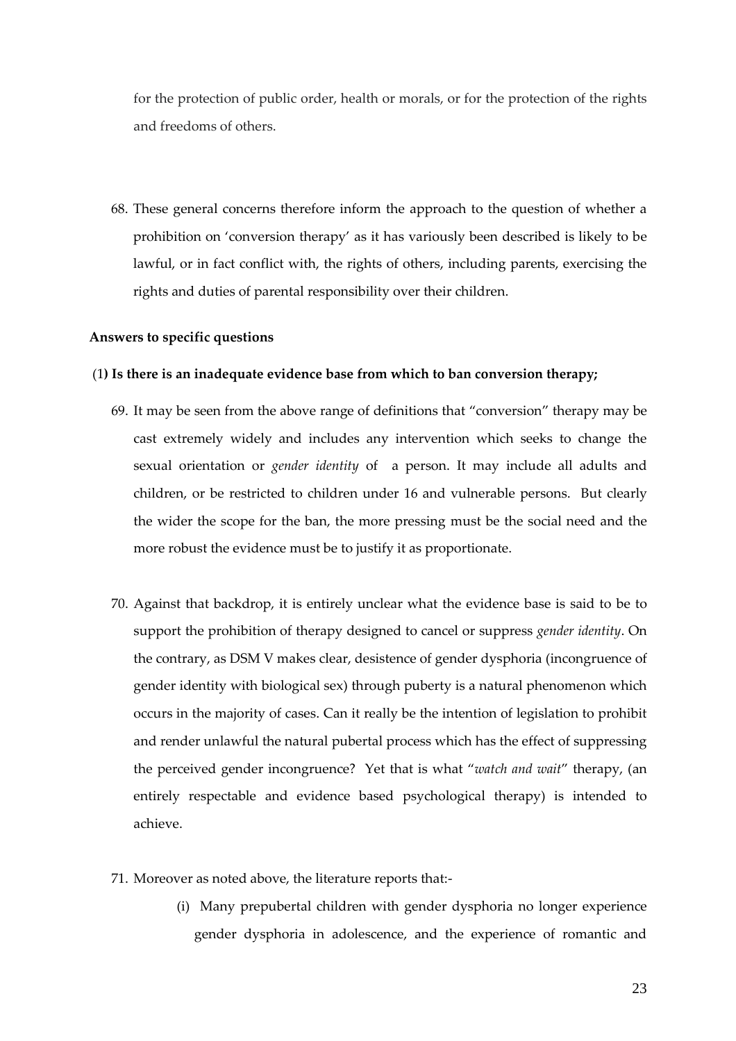for the protection of public order, health or morals, or for the protection of the rights and freedoms of others.

68. These general concerns therefore inform the approach to the question of whether a prohibition on 'conversion therapy' as it has variously been described is likely to be lawful, or in fact conflict with, the rights of others, including parents, exercising the rights and duties of parental responsibility over their children.

**Answers to specific questions**

(1) **Is there is an inadequate evidence base from which to ban conversion therapy;**

69. It may be seen from the above range of definitions that "conversion" therapy may be cast extremely widely and includes any intervention which seeks to change the sexual orientation or *gender identity* of a person. It may include all adults and children, or be restricted to children under 16 and vulnerable persons. But clearly the wider the scope for the ban, the more pressing must be the social need and the more robust the evidence must be to justify it as proportionate.

70. Against that backdrop, it is entirely unclear what the evidence base is said to be to support the prohibition of therapy designed to cancel or suppress *gender identity*. On the contrary, as DSM V makes clear, desistence of gender dysphoria (incongruence of gender identity with biological sex) through puberty is a natural phenomenon which occurs in the majority of cases. Can it really be the intention of legislation to prohibit and render unlawful the natural pubertal process which has the effect of suppressing the perceived gender incongruence? Yet that is what "*watch and wait*" therapy, (an entirely respectable and evidence based psychological therapy) is intended to achieve.

71. Moreover as noted above, the literature reports that:-

    (i) Many prepubertal children with gender dysphoria no longer experience gender dysphoria in adolescence, and the experience of romantic and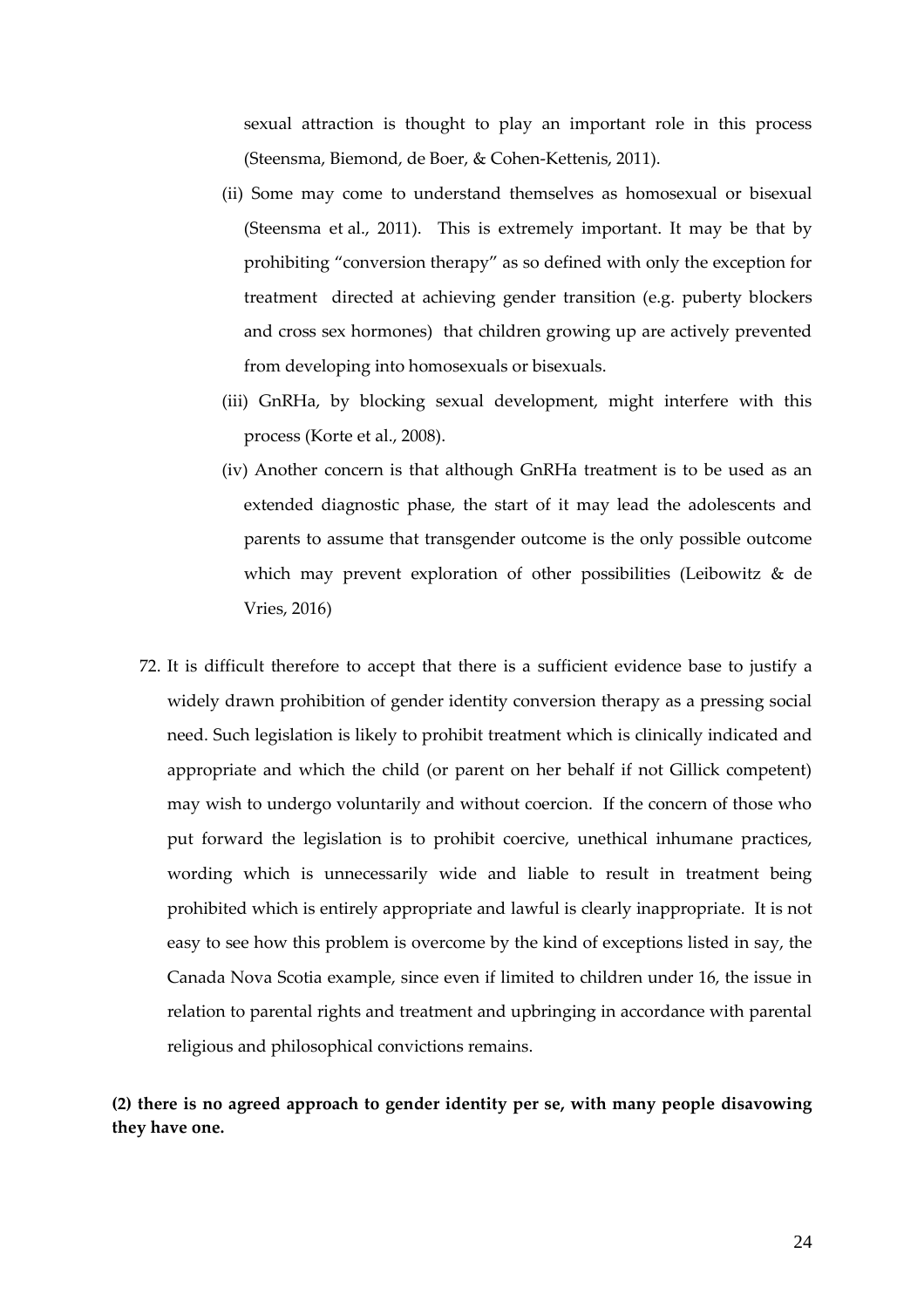sexual attraction is thought to play an important role in this process (Steensma, Biemond, de Boer, & Cohen-Kettenis, 2011).

(ii) Some may come to understand themselves as homosexual or bisexual (Steensma et al., 2011). This is extremely important. It may be that by prohibiting "conversion therapy" as so defined with only the exception for treatment directed at achieving gender transition (e.g. puberty blockers and cross sex hormones) that children growing up are actively prevented from developing into homosexuals or bisexuals.

(iii) GnRHa, by blocking sexual development, might interfere with this process (Korte et al., 2008).

(iv) Another concern is that although GnRHa treatment is to be used as an extended diagnostic phase, the start of it may lead the adolescents and parents to assume that transgender outcome is the only possible outcome which may prevent exploration of other possibilities (Leibowitz & de Vries, 2016)

72. It is difficult therefore to accept that there is a sufficient evidence base to justify a widely drawn prohibition of gender identity conversion therapy as a pressing social need. Such legislation is likely to prohibit treatment which is clinically indicated and appropriate and which the child (or parent on her behalf if not Gillick competent) may wish to undergo voluntarily and without coercion. If the concern of those who put forward the legislation is to prohibit coercive, unethical inhumane practices, wording which is unnecessarily wide and liable to result in treatment being prohibited which is entirely appropriate and lawful is clearly inappropriate. It is not easy to see how this problem is overcome by the kind of exceptions listed in say, the Canada Nova Scotia example, since even if limited to children under 16, the issue in relation to parental rights and treatment and upbringing in accordance with parental religious and philosophical convictions remains.

**(2) there is no agreed approach to gender identity per se, with many people disavowing they have one.**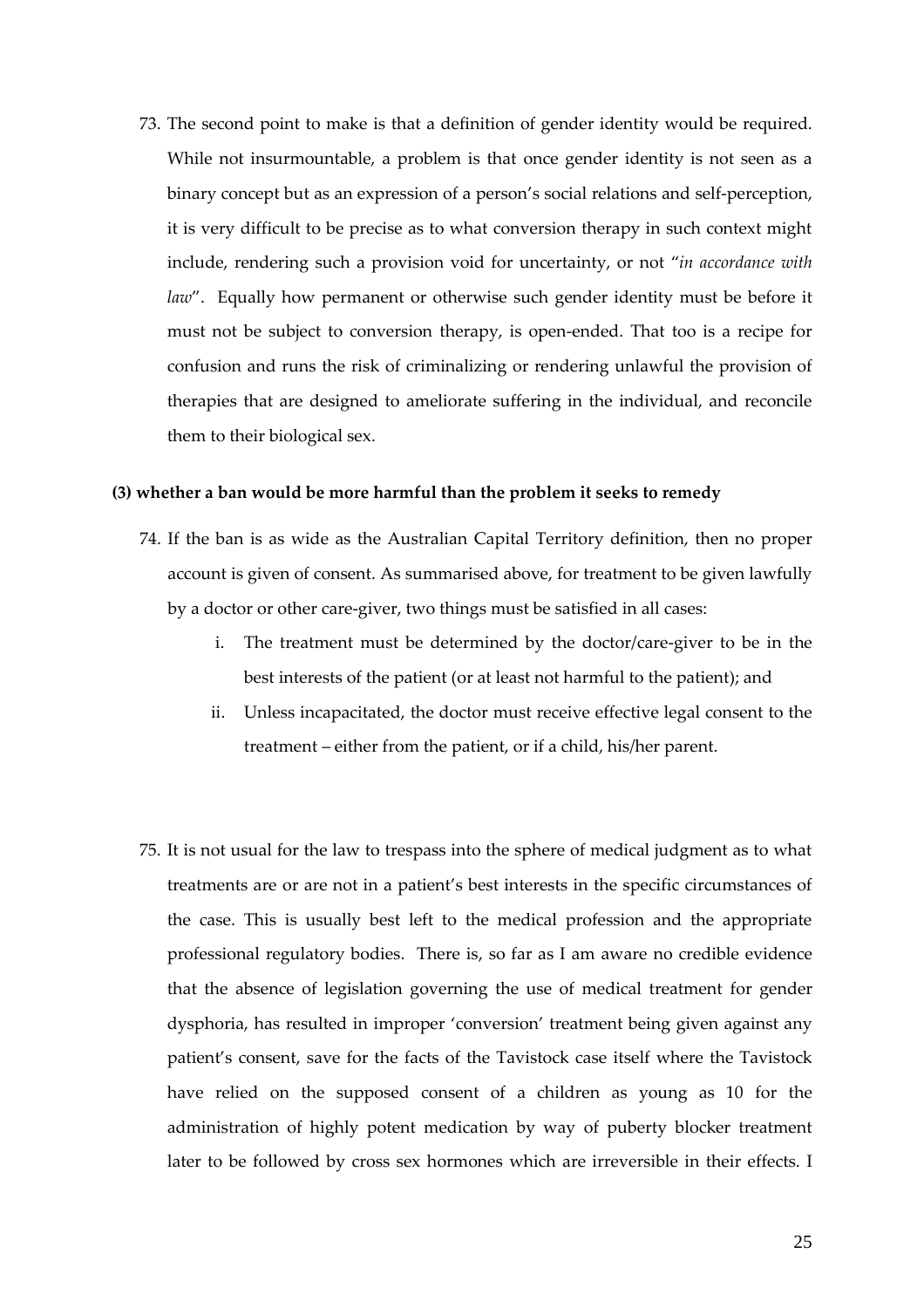73. The second point to make is that a definition of gender identity would be required. While not insurmountable, a problem is that once gender identity is not seen as a binary concept but as an expression of a person's social relations and self-perception, it is very difficult to be precise as to what conversion therapy in such context might include, rendering such a provision void for uncertainty, or not "*in accordance with law*". Equally how permanent or otherwise such gender identity must be before it must not be subject to conversion therapy, is open-ended. That too is a recipe for confusion and runs the risk of criminalizing or rendering unlawful the provision of therapies that are designed to ameliorate suffering in the individual, and reconcile them to their biological sex.

**(3) whether a ban would be more harmful than the problem it seeks to remedy**

74. If the ban is as wide as the Australian Capital Territory definition, then no proper account is given of consent. As summarised above, for treatment to be given lawfully by a doctor or other care-giver, two things must be satisfied in all cases:

    i. The treatment must be determined by the doctor/care-giver to be in the best interests of the patient (or at least not harmful to the patient); and

    ii. Unless incapacitated, the doctor must receive effective legal consent to the treatment – either from the patient, or if a child, his/her parent.

75. It is not usual for the law to trespass into the sphere of medical judgment as to what treatments are or are not in a patient's best interests in the specific circumstances of the case. This is usually best left to the medical profession and the appropriate professional regulatory bodies. There is, so far as I am aware no credible evidence that the absence of legislation governing the use of medical treatment for gender dysphoria, has resulted in improper 'conversion' treatment being given against any patient's consent, save for the facts of the Tavistock case itself where the Tavistock have relied on the supposed consent of a children as young as 10 for the administration of highly potent medication by way of puberty blocker treatment later to be followed by cross sex hormones which are irreversible in their effects. I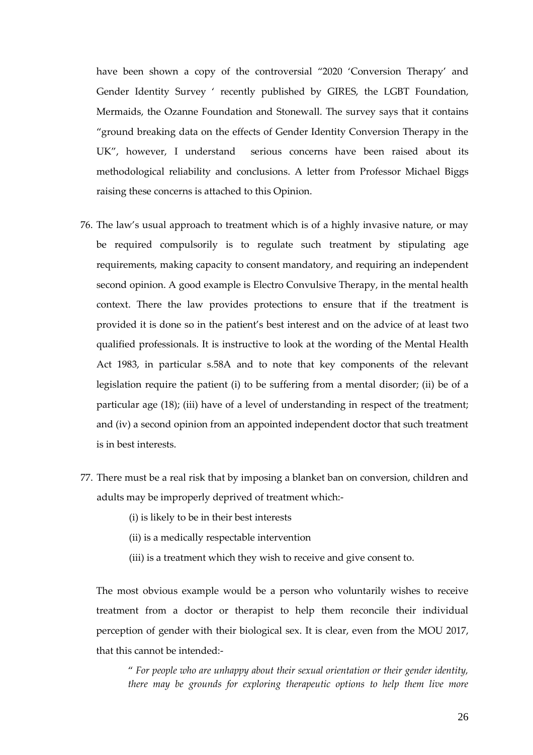have been shown a copy of the controversial "2020 'Conversion Therapy' and Gender Identity Survey ' recently published by GIRES, the LGBT Foundation, Mermaids, the Ozanne Foundation and Stonewall. The survey says that it contains "ground breaking data on the effects of Gender Identity Conversion Therapy in the UK", however, I understand serious concerns have been raised about its methodological reliability and conclusions. A letter from Professor Michael Biggs raising these concerns is attached to this Opinion.

76. The law's usual approach to treatment which is of a highly invasive nature, or may be required compulsorily is to regulate such treatment by stipulating age requirements, making capacity to consent mandatory, and requiring an independent second opinion. A good example is Electro Convulsive Therapy, in the mental health context. There the law provides protections to ensure that if the treatment is provided it is done so in the patient's best interest and on the advice of at least two qualified professionals. It is instructive to look at the wording of the Mental Health Act 1983, in particular s.58A and to note that key components of the relevant legislation require the patient (i) to be suffering from a mental disorder; (ii) be of a particular age (18); (iii) have of a level of understanding in respect of the treatment; and (iv) a second opinion from an appointed independent doctor that such treatment is in best interests.

77. There must be a real risk that by imposing a blanket ban on conversion, children and adults may be improperly deprived of treatment which:-

    (i) is likely to be in their best interests

    (ii) is a medically respectable intervention

    (iii) is a treatment which they wish to receive and give consent to.

    The most obvious example would be a person who voluntarily wishes to receive treatment from a doctor or therapist to help them reconcile their individual perception of gender with their biological sex. It is clear, even from the MOU 2017, that this cannot be intended:-

    " *For people who are unhappy about their sexual orientation or their gender identity, there may be grounds for exploring therapeutic options to help them live more*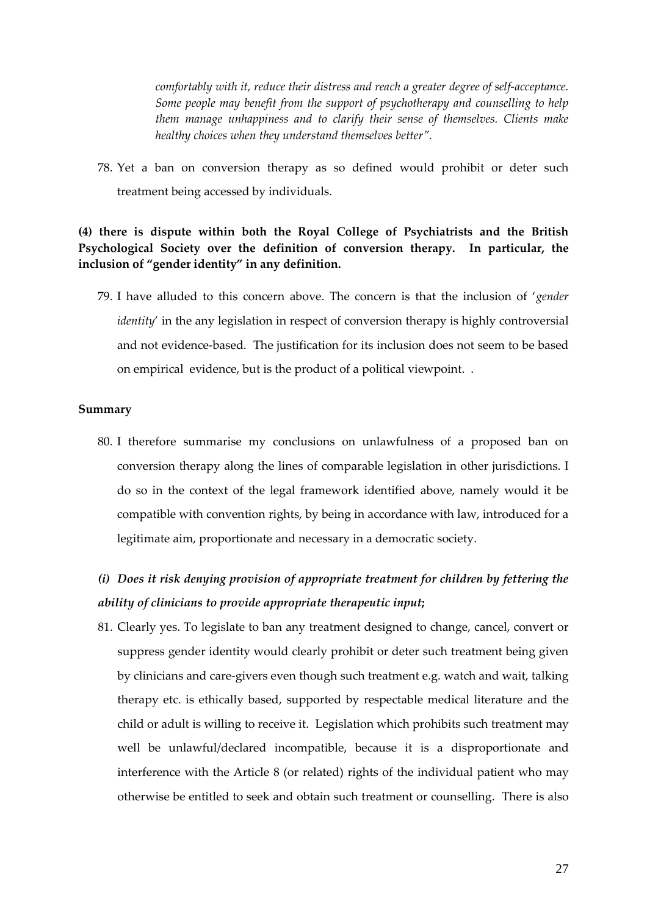*comfortably with it, reduce their distress and reach a greater degree of self-acceptance. Some people may benefit from the support of psychotherapy and counselling to help them manage unhappiness and to clarify their sense of themselves. Clients make healthy choices when they understand themselves better".*

78. Yet a ban on conversion therapy as so defined would prohibit or deter such treatment being accessed by individuals.

**(4) there is dispute within both the Royal College of Psychiatrists and the British Psychological Society over the definition of conversion therapy. In particular, the inclusion of "gender identity" in any definition.**

79. I have alluded to this concern above. The concern is that the inclusion of '*gender identity*' in the any legislation in respect of conversion therapy is highly controversial and not evidence-based. The justification for its inclusion does not seem to be based on empirical evidence, but is the product of a political viewpoint. .

**Summary**

80. I therefore summarise my conclusions on unlawfulness of a proposed ban on conversion therapy along the lines of comparable legislation in other jurisdictions. I do so in the context of the legal framework identified above, namely would it be compatible with convention rights, by being in accordance with law, introduced for a legitimate aim, proportionate and necessary in a democratic society.

### *(i) Does it risk denying provision of appropriate treatment for children by fettering the ability of clinicians to provide appropriate therapeutic input;*

81. Clearly yes. To legislate to ban any treatment designed to change, cancel, convert or suppress gender identity would clearly prohibit or deter such treatment being given by clinicians and care-givers even though such treatment e.g. watch and wait, talking therapy etc. is ethically based, supported by respectable medical literature and the child or adult is willing to receive it. Legislation which prohibits such treatment may well be unlawful/declared incompatible, because it is a disproportionate and interference with the Article 8 (or related) rights of the individual patient who may otherwise be entitled to seek and obtain such treatment or counselling. There is also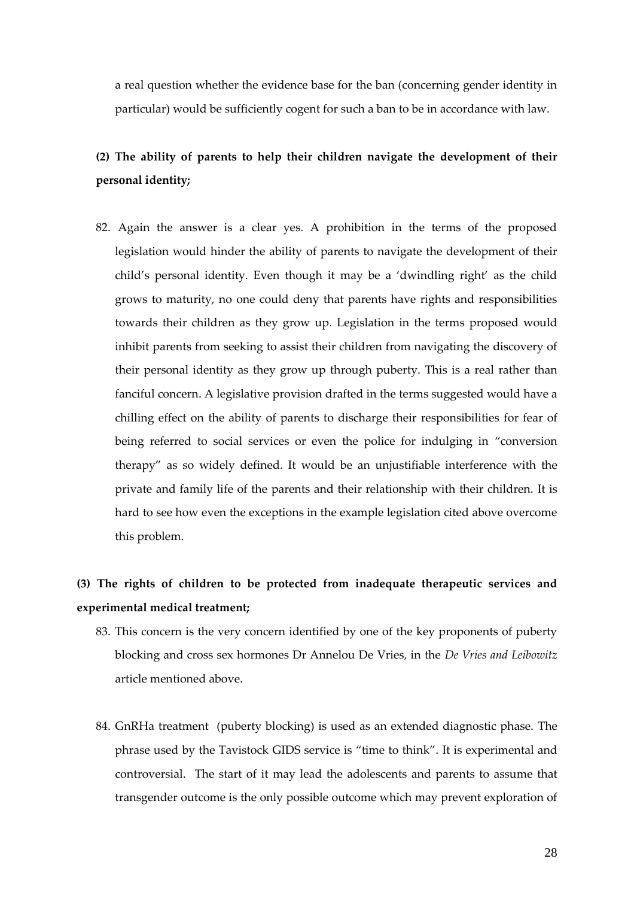a real question whether the evidence base for the ban (concerning gender identity in particular) would be sufficiently cogent for such a ban to be in accordance with law.

**(2) The ability of parents to help their children navigate the development of their personal identity;**

82. Again the answer is a clear yes. A prohibition in the terms of the proposed legislation would hinder the ability of parents to navigate the development of their child's personal identity. Even though it may be a 'dwindling right' as the child grows to maturity, no one could deny that parents have rights and responsibilities towards their children as they grow up. Legislation in the terms proposed would inhibit parents from seeking to assist their children from navigating the discovery of their personal identity as they grow up through puberty. This is a real rather than fanciful concern. A legislative provision drafted in the terms suggested would have a chilling effect on the ability of parents to discharge their responsibilities for fear of being referred to social services or even the police for indulging in "conversion therapy" as so widely defined. It would be an unjustifiable interference with the private and family life of the parents and their relationship with their children. It is hard to see how even the exceptions in the example legislation cited above overcome this problem.

**(3) The rights of children to be protected from inadequate therapeutic services and experimental medical treatment;**

83. This concern is the very concern identified by one of the key proponents of puberty blocking and cross sex hormones Dr Annelou De Vries, in the *De Vries and Leibowitz* article mentioned above.

84. GnRHa treatment (puberty blocking) is used as an extended diagnostic phase. The phrase used by the Tavistock GIDS service is "time to think". It is experimental and controversial. The start of it may lead the adolescents and parents to assume that transgender outcome is the only possible outcome which may prevent exploration of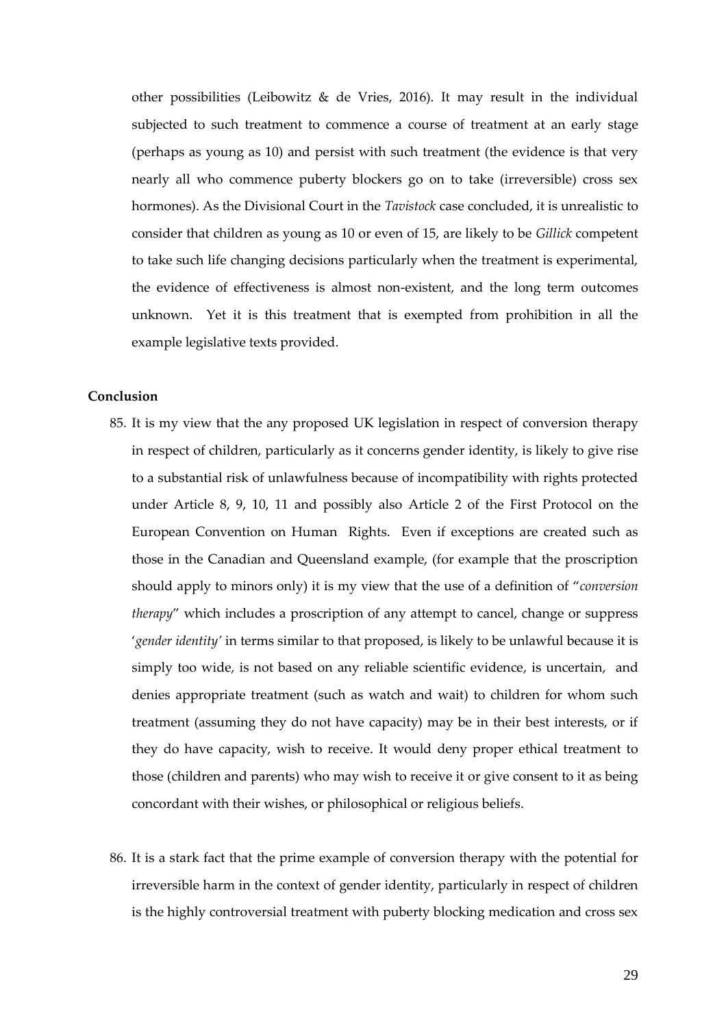other possibilities (Leibowitz & de Vries, 2016). It may result in the individual subjected to such treatment to commence a course of treatment at an early stage (perhaps as young as 10) and persist with such treatment (the evidence is that very nearly all who commence puberty blockers go on to take (irreversible) cross sex hormones). As the Divisional Court in the *Tavistock* case concluded, it is unrealistic to consider that children as young as 10 or even of 15, are likely to be *Gillick* competent to take such life changing decisions particularly when the treatment is experimental, the evidence of effectiveness is almost non-existent, and the long term outcomes unknown. Yet it is this treatment that is exempted from prohibition in all the example legislative texts provided.

**Conclusion**

85. It is my view that the any proposed UK legislation in respect of conversion therapy in respect of children, particularly as it concerns gender identity, is likely to give rise to a substantial risk of unlawfulness because of incompatibility with rights protected under Article 8, 9, 10, 11 and possibly also Article 2 of the First Protocol on the European Convention on Human Rights. Even if exceptions are created such as those in the Canadian and Queensland example, (for example that the proscription should apply to minors only) it is my view that the use of a definition of "*conversion therapy*" which includes a proscription of any attempt to cancel, change or suppress '*gender identity'* in terms similar to that proposed, is likely to be unlawful because it is simply too wide, is not based on any reliable scientific evidence, is uncertain, and denies appropriate treatment (such as watch and wait) to children for whom such treatment (assuming they do not have capacity) may be in their best interests, or if they do have capacity, wish to receive. It would deny proper ethical treatment to those (children and parents) who may wish to receive it or give consent to it as being concordant with their wishes, or philosophical or religious beliefs.

86. It is a stark fact that the prime example of conversion therapy with the potential for irreversible harm in the context of gender identity, particularly in respect of children is the highly controversial treatment with puberty blocking medication and cross sex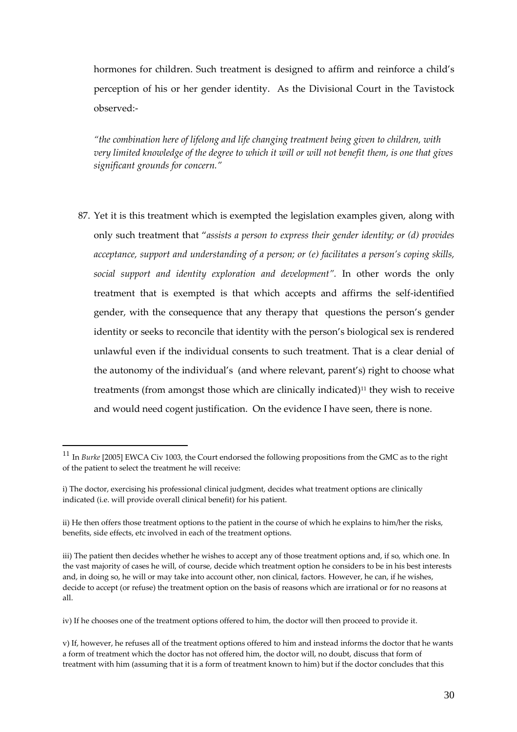hormones for children. Such treatment is designed to affirm and reinforce a child's perception of his or her gender identity. As the Divisional Court in the Tavistock observed:-

*"the combination here of lifelong and life changing treatment being given to children, with very limited knowledge of the degree to which it will or will not benefit them, is one that gives significant grounds for concern."*

87. Yet it is this treatment which is exempted the legislation examples given, along with only such treatment that "*assists a person to express their gender identity; or (d) provides acceptance, support and understanding of a person; or (e) facilitates a person's coping skills, social support and identity exploration and development"*. In other words the only treatment that is exempted is that which accepts and affirms the self-identified gender, with the consequence that any therapy that questions the person's gender identity or seeks to reconcile that identity with the person's biological sex is rendered unlawful even if the individual consents to such treatment. That is a clear denial of the autonomy of the individual's (and where relevant, parent's) right to choose what treatments (from amongst those which are clinically indicated)[11] they wish to receive and would need cogent justification. On the evidence I have seen, there is none.

---

[11] In *Burke* [2005] EWCA Civ 1003, the Court endorsed the following propositions from the GMC as to the right of the patient to select the treatment he will receive:

i) The doctor, exercising his professional clinical judgment, decides what treatment options are clinically indicated (i.e. will provide overall clinical benefit) for his patient.

ii) He then offers those treatment options to the patient in the course of which he explains to him/her the risks, benefits, side effects, etc involved in each of the treatment options.

iii) The patient then decides whether he wishes to accept any of those treatment options and, if so, which one. In the vast majority of cases he will, of course, decide which treatment option he considers to be in his best interests and, in doing so, he will or may take into account other, non clinical, factors. However, he can, if he wishes, decide to accept (or refuse) the treatment option on the basis of reasons which are irrational or for no reasons at all.

iv) If he chooses one of the treatment options offered to him, the doctor will then proceed to provide it.

v) If, however, he refuses all of the treatment options offered to him and instead informs the doctor that he wants a form of treatment which the doctor has not offered him, the doctor will, no doubt, discuss that form of treatment with him (assuming that it is a form of treatment known to him) but if the doctor concludes that this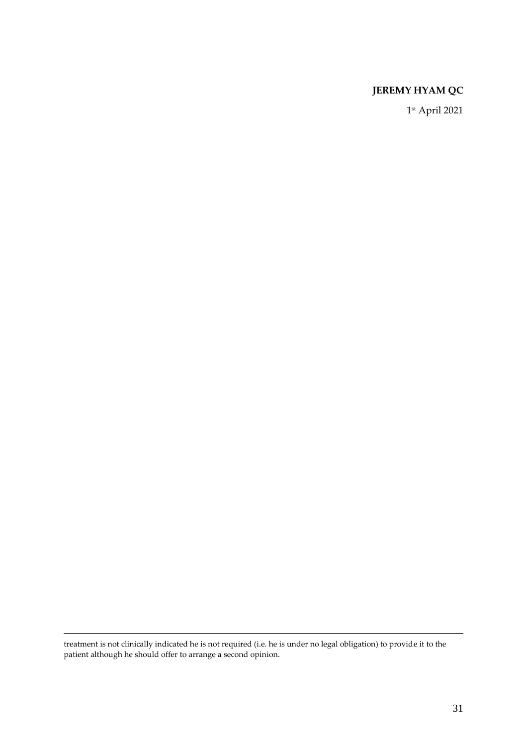**JEREMY HYAM QC**

1st April 2021

---

treatment is not clinically indicated he is not required (i.e. he is under no legal obligation) to provide it to the patient although he should offer to arrange a second opinion.